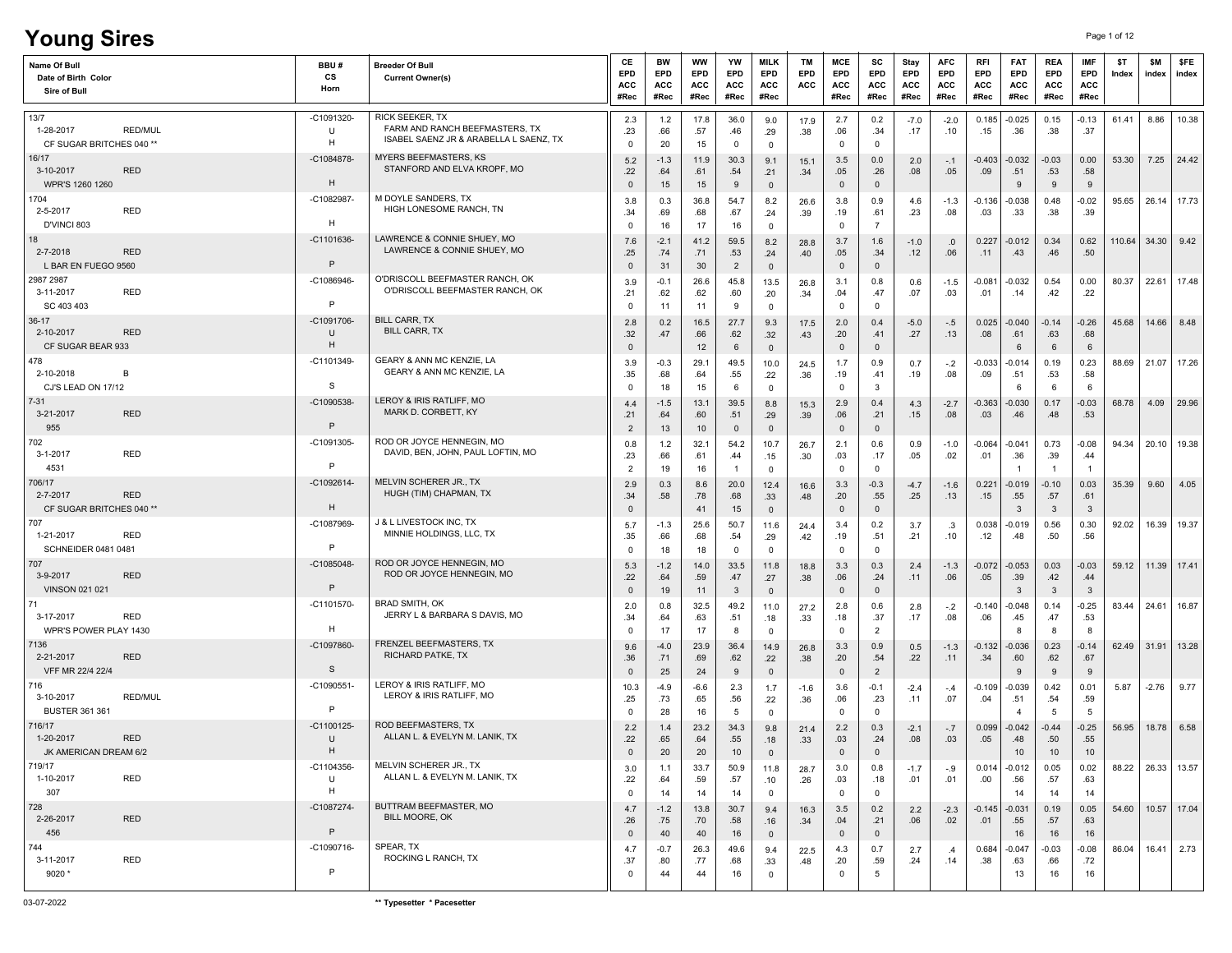# Young Sires

| Name Of Bull / Date of Birth Color / Sire of Bull | BBU # / CS / Horn | Breeder Of Bull / Current Owner(s) | CE EPD ACC #Rec | BW EPD ACC #Rec | WW EPD ACC #Rec | YW EPD ACC #Rec | MILK EPD ACC #Rec | TM EPD ACC | MCE EPD ACC #Rec | SC EPD ACC #Rec | Stay EPD ACC #Rec | AFC EPD ACC #Rec | RFI EPD ACC #Rec | FAT EPD ACC #Rec | REA EPD ACC #Rec | IMF EPD ACC #Rec | $T Index | $M index | $FE index |
|---|---|---|---|---|---|---|---|---|---|---|---|---|---|---|---|---|---|---|---|
| 13/7 / 1-28-2017 RED/MUL / CF SUGAR BRITCHES 040 ** | -C1091320- / U / H | RICK SEEKER, TX / FARM AND RANCH BEEFMASTERS, TX / ISABEL SAENZ JR & ARABELLA L SAENZ, TX | 2.3 / .23 / 0 | 1.2 / .66 / 20 | 17.8 / .57 / 15 | 36.0 / .46 / 0 | 9.0 / .29 / 0 | 17.9 / .38 | 2.7 / .06 / 0 | 0.2 / .34 / 0 | -7.0 / .17 | -2.0 / .10 | 0.185 / .15 | -0.025 / .36 | 0.15 / .38 | -0.13 / .37 | 61.41 | 8.86 | 10.38 |
| 16/17 / 3-10-2017 RED / WPR'S 1260 1260 | -C1084878- / / H | MYERS BEEFMASTERS, KS / STANFORD AND ELVA KROPF, MO | 5.2 / .22 / 0 | -1.3 / .64 / 15 | 11.9 / .61 / 15 | 30.3 / .54 / 9 | 9.1 / .21 / 0 | 15.1 / .34 | 3.5 / .05 / 0 | 0.0 / .26 / 0 | 2.0 / .08 | -.1 / .05 | -0.403 / .09 | -0.032 / .51 / 9 | -0.03 / .53 / 9 | 0.00 / .58 / 9 | 53.30 | 7.25 | 24.42 |
| 1704 / 2-5-2017 RED / D'VINCI 803 | -C1082987- / / H | M DOYLE SANDERS, TX / HIGH LONESOME RANCH, TN | 3.8 / .34 / 0 | 0.3 / .69 / 16 | 36.8 / .68 / 17 | 54.7 / .67 / 16 | 8.2 / .24 / 0 | 26.6 / .39 | 3.8 / .19 / 0 | 0.9 / .61 / 7 | 4.6 / .23 | -1.3 / .08 | -0.136 / .03 | -0.038 / .33 | 0.48 / .38 | -0.02 / .39 | 95.65 | 26.14 | 17.73 |
| 18 / 2-7-2018 RED / L BAR EN FUEGO 9560 | -C1101636- / / P | LAWRENCE & CONNIE SHUEY, MO / LAWRENCE & CONNIE SHUEY, MO | 7.6 / .25 / 0 | -2.1 / .74 / 31 | 41.2 / .71 / 30 | 59.5 / .53 / 2 | 8.2 / .24 / 0 | 28.8 / .40 | 3.7 / .05 / 0 | 1.6 / .34 / 0 | -1.0 / .12 | .0 / .06 | 0.227 / .11 | -0.012 / .43 | 0.34 / .46 | 0.62 / .50 | 110.64 | 34.30 | 9.42 |
| 2987 2987 / 3-11-2017 RED / SC 403 403 | -C1086946- / / P | O'DRISCOLL BEEFMASTER RANCH, OK / O'DRISCOLL BEEFMASTER RANCH, OK | 3.9 / .21 / 0 | -0.1 / .62 / 11 | 26.6 / .62 / 11 | 45.8 / .60 / 9 | 13.5 / .20 / 0 | 26.8 / .34 | 3.1 / .04 / 0 | 0.8 / .47 / 0 | 0.6 / .07 | -1.5 / .03 | -0.081 / .01 | -0.032 / .14 | 0.54 / .42 | 0.00 / .22 | 80.37 | 22.61 | 17.48 |
| 36-17 / 2-10-2017 RED / CF SUGAR BEAR 933 | -C1091706- / U / H | BILL CARR, TX / BILL CARR, TX | 2.8 / .32 / 0 | 0.2 / .47 / | 16.5 / .66 / 12 | 27.7 / .62 / 6 | 9.3 / .32 / 0 | 17.5 / .43 | 2.0 / .20 / 0 | 0.4 / .41 / 0 | -5.0 / .27 | -.5 / .13 | 0.025 / .08 | -0.040 / .61 / 6 | -0.14 / .63 / 6 | -0.26 / .68 / 6 | 45.68 | 14.66 | 8.48 |
| 478 / 2-10-2018 B / CJ'S LEAD ON 17/12 | -C1101349- / / S | GEARY & ANN MC KENZIE, LA / GEARY & ANN MC KENZIE, LA | 3.9 / .35 / 0 | -0.3 / .68 / 18 | 29.1 / .64 / 15 | 49.5 / .55 / 6 | 10.0 / .22 / 0 | 24.5 / .36 | 1.7 / .19 / 0 | 0.9 / .41 / 3 | 0.7 / .19 | -.2 / .08 | -0.033 / .09 | -0.014 / .51 / 6 | 0.19 / .53 / 6 | 0.23 / .58 / 6 | 88.69 | 21.07 | 17.26 |
| 7-31 / 3-21-2017 RED / 955 | -C1090538- / / P | LEROY & IRIS RATLIFF, MO / MARK D. CORBETT, KY | 4.4 / .21 / 2 | -1.5 / .64 / 13 | 13.1 / .60 / 10 | 39.5 / .51 / 0 | 8.8 / .29 / 0 | 15.3 / .39 | 2.9 / .06 / 0 | 0.4 / .21 / 0 | 4.3 / .15 | -2.7 / .08 | -0.363 / .03 | -0.030 / .46 | 0.17 / .48 | -0.03 / .53 | 68.78 | 4.09 | 29.96 |
| 702 / 3-1-2017 RED / 4531 | -C1091305- / / P | ROD OR JOYCE HENNEGIN, MO / DAVID, BEN, JOHN, PAUL LOFTIN, MO | 0.8 / .23 / 2 | 1.2 / .66 / 19 | 32.1 / .61 / 16 | 54.2 / .44 / 1 | 10.7 / .15 / 0 | 26.7 / .30 | 2.1 / .03 / 0 | 0.6 / .17 / 0 | 0.9 / .05 | -1.0 / .02 | -0.064 / .01 | -0.041 / .36 / 1 | 0.73 / .39 / 1 | -0.08 / .44 / 1 | 94.34 | 20.10 | 19.38 |
| 706/17 / 2-7-2017 RED / CF SUGAR BRITCHES 040 ** | -C1092614- / / H | MELVIN SCHERER JR., TX / HUGH (TIM) CHAPMAN, TX | 2.9 / .34 / 0 | 0.3 / .58 / | 8.6 / .78 / 41 | 20.0 / .68 / 15 | 12.4 / .33 / 0 | 16.6 / .48 | 3.3 / .20 / 0 | -0.3 / .55 / 0 | -4.7 / .25 | -1.6 / .13 | 0.221 / .15 | -0.019 / .55 / 3 | -0.10 / .57 / 3 | 0.03 / .61 / 3 | 35.39 | 9.60 | 4.05 |
| 707 / 1-21-2017 RED / SCHNEIDER 0481 0481 | -C1087969- / / P | J & L LIVESTOCK INC, TX / MINNIE HOLDINGS, LLC, TX | 5.7 / .35 / 0 | -1.3 / .66 / 18 | 25.6 / .68 / 18 | 50.7 / .54 / 0 | 11.6 / .29 / 0 | 24.4 / .42 | 3.4 / .19 / 0 | 0.2 / .51 / 0 | 3.7 / .21 | .3 / .10 | 0.038 / .12 | -0.019 / .48 | 0.56 / .50 | 0.30 / .56 | 92.02 | 16.39 | 19.37 |
| 707 / 3-9-2017 RED / VINSON 021 021 | -C1085048- / / P | ROD OR JOYCE HENNEGIN, MO / ROD OR JOYCE HENNEGIN, MO | 5.3 / .22 / 0 | -1.2 / .64 / 19 | 14.0 / .59 / 11 | 33.5 / .47 / 3 | 11.8 / .27 / 0 | 18.8 / .38 | 3.3 / .06 / 0 | 0.3 / .24 / 0 | 2.4 / .11 | -1.3 / .06 | -0.072 / .05 | -0.053 / .39 / 3 | 0.03 / .42 / 3 | -0.03 / .44 / 3 | 59.12 | 11.39 | 17.41 |
| 71 / 3-17-2017 RED / WPR'S POWER PLAY 1430 | -C1101570- / / H | BRAD SMITH, OK / JERRY L & BARBARA S DAVIS, MO | 2.0 / .34 / 0 | 0.8 / .64 / 17 | 32.5 / .63 / 17 | 49.2 / .51 / 8 | 11.0 / .18 / 0 | 27.2 / .33 | 2.8 / .18 / 0 | 0.6 / .37 / 2 | 2.8 / .17 | -.2 / .08 | -0.140 / .06 | -0.048 / .45 / 8 | 0.14 / .47 / 8 | -0.25 / .53 / 8 | 83.44 | 24.61 | 16.87 |
| 7136 / 2-21-2017 RED / VFF MR 22/4 22/4 | -C1097860- / / S | FRENZEL BEEFMASTERS, TX / RICHARD PATKE, TX | 9.6 / .36 / 0 | -4.0 / .71 / 25 | 23.9 / .69 / 24 | 36.4 / .62 / 9 | 14.9 / .22 / 0 | 26.8 / .38 | 3.3 / .20 / 0 | 0.9 / .54 / 2 | 0.5 / .22 | -1.3 / .11 | -0.132 / .34 | -0.036 / .60 / 9 | 0.23 / .62 / 9 | -0.14 / .67 / 9 | 62.49 | 31.91 | 13.28 |
| 716 / 3-10-2017 RED/MUL / BUSTER 361 361 | -C1090551- / / P | LEROY & IRIS RATLIFF, MO / LEROY & IRIS RATLIFF, MO | 10.3 / .25 / 0 | -4.9 / .73 / 28 | -6.6 / .65 / 16 | 2.3 / .56 / 5 | 1.7 / .22 / 0 | -1.6 / .36 | 3.6 / .06 / 0 | -0.1 / .23 / 0 | -2.4 / .11 | -.4 / .07 | -0.109 / .04 | -0.039 / .51 / 4 | 0.42 / .54 / 5 | 0.01 / .59 / 5 | 5.87 | -2.76 | 9.77 |
| 716/17 / 1-20-2017 RED / JK AMERICAN DREAM 6/2 | -C1100125- / U / H | ROD BEEFMASTERS, TX / ALLAN L. & EVELYN M. LANIK, TX | 2.2 / .22 / 0 | 1.4 / .65 / 20 | 23.2 / .64 / 20 | 34.3 / .55 / 10 | 9.8 / .18 / 0 | 21.4 / .33 | 2.2 / .03 / 0 | 0.3 / .24 / 0 | -2.1 / .08 | -.7 / .03 | 0.099 / .05 | -0.042 / .48 / 10 | -0.44 / .50 / 10 | -0.25 / .55 / 10 | 56.95 | 18.78 | 6.58 |
| 719/17 / 1-10-2017 RED / 307 | -C1104356- / U / H | MELVIN SCHERER JR., TX / ALLAN L. & EVELYN M. LANIK, TX | 3.0 / .22 / 0 | 1.1 / .64 / 14 | 33.7 / .59 / 14 | 50.9 / .57 / 14 | 11.8 / .10 / 0 | 28.7 / .26 | 3.0 / .03 / 0 | 0.8 / .18 / 0 | -1.7 / .01 | -.9 / .01 | 0.014 / .00 | -0.012 / .56 / 14 | 0.05 / .57 / 14 | 0.02 / .63 / 14 | 88.22 | 26.33 | 13.57 |
| 728 / 2-26-2017 RED / 456 | -C1087274- / / P | BUTTRAM BEEFMASTER, MO / BILL MOORE, OK | 4.7 / .26 / 0 | -1.2 / .75 / 40 | 13.8 / .70 / 40 | 30.7 / .58 / 16 | 9.4 / .16 / 0 | 16.3 / .34 | 3.5 / .04 / 0 | 0.2 / .21 / 0 | 2.2 / .06 | -2.3 / .02 | -0.145 / .01 | -0.031 / .55 / 16 | 0.19 / .57 / 16 | 0.05 / .63 / 16 | 54.60 | 10.57 | 17.04 |
| 744 / 3-11-2017 RED / 9020 * | -C1090716- / / P | SPEAR, TX / ROCKING L RANCH, TX | 4.7 / .37 / 0 | -0.7 / .80 / 44 | 26.3 / .77 / 44 | 49.6 / .68 / 16 | 9.4 / .33 / 0 | 22.5 / .48 | 4.3 / .20 / 0 | 0.7 / .59 / 5 | 2.7 / .24 | .4 / .14 | 0.684 / .38 | -0.047 / .63 / 13 | -0.03 / .66 / 16 | -0.08 / .72 / 16 | 86.04 | 16.41 | 2.73 |

03-07-2022

** Typesetter * Pacesetter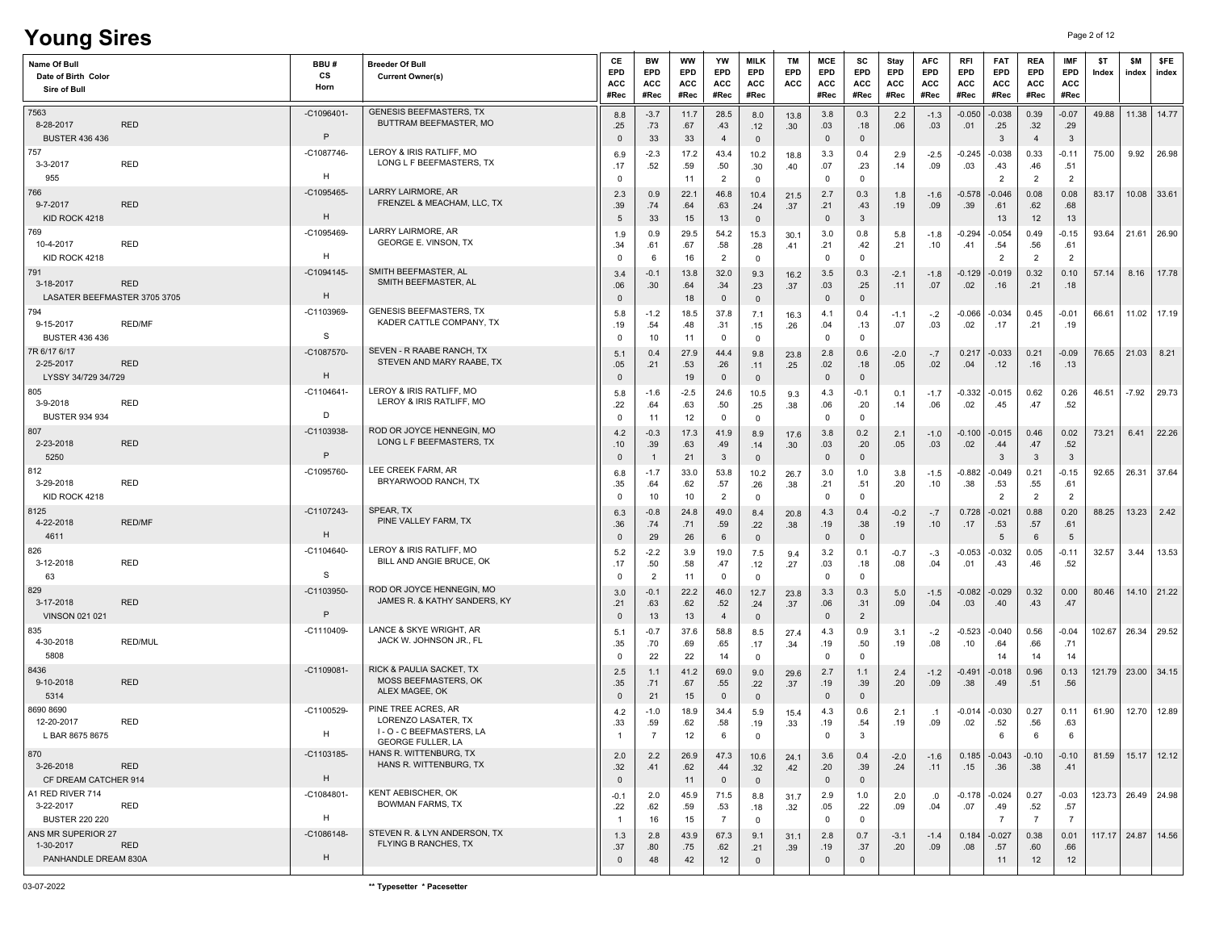# Young Sires

| Name Of Bull / Date of Birth Color / Sire of Bull | BBU # / CS / Horn | Breeder Of Bull / Current Owner(s) | CE EPD ACC #Rec | BW EPD ACC #Rec | WW EPD ACC #Rec | YW EPD ACC #Rec | MILK EPD ACC #Rec | TM EPD ACC | MCE EPD ACC #Rec | SC EPD ACC #Rec | Stay EPD ACC #Rec | AFC EPD ACC #Rec | RFI EPD ACC #Rec | FAT EPD ACC #Rec | REA EPD ACC #Rec | IMF EPD ACC #Rec | $T Index | $M index | $FE index |
|---|---|---|---|---|---|---|---|---|---|---|---|---|---|---|---|---|---|---|---|
| 7563 / 8-28-2017 RED / BUSTER 436 436 | -C1096401- / P | GENESIS BEEFMASTERS, TX / BUTTRAM BEEFMASTER, MO | 8.8 / .25 / 0 | -3.7 / .73 / 33 | 11.7 / .67 / 33 | 28.5 / .43 / 4 | 8.0 / .12 / 0 | 13.8 / .30 | 3.8 / .03 / 0 | 0.3 / .18 / 0 | 2.2 / .06 | -1.3 / .03 | -0.050 / .01 | -0.038 / .25 / 3 | 0.39 / .32 / 4 | -0.07 / .29 / 3 | 49.88 | 11.38 | 14.77 |
| 757 / 3-3-2017 RED / 955 | -C1087746- / H | LEROY & IRIS RATLIFF, MO / LONG L F BEEFMASTERS, TX | 6.9 / .17 / 0 | -2.3 / .52 | 17.2 / .59 / 11 | 43.4 / .50 / 2 | 10.2 / .30 / 0 | 18.8 / .40 | 3.3 / .07 / 0 | 0.4 / .23 / 0 | 2.9 / .14 | -2.5 / .09 | -0.245 / .03 | -0.038 / .43 / 2 | 0.33 / .46 / 2 | -0.11 / .51 / 2 | 75.00 | 9.92 | 26.98 |
| 766 / 9-7-2017 RED / KID ROCK 4218 | -C1095465- / H | LARRY LAIRMORE, AR / FRENZEL & MEACHAM, LLC, TX | 2.3 / .39 / 5 | 0.9 / .74 / 33 | 22.1 / .64 / 15 | 46.8 / .63 / 13 | 10.4 / .24 / 0 | 21.5 / .37 | 2.7 / .21 / 0 | 0.3 / .43 / 3 | 1.8 / .19 | -1.6 / .09 | -0.578 / .39 | -0.046 / .61 / 13 | 0.08 / .62 / 12 | 0.08 / .68 / 13 | 83.17 | 10.08 | 33.61 |
| 769 / 10-4-2017 RED / KID ROCK 4218 | -C1095469- / H | LARRY LAIRMORE, AR / GEORGE E. VINSON, TX | 1.9 / .34 / 0 | 0.9 / .61 / 6 | 29.5 / .67 / 16 | 54.2 / .58 / 2 | 15.3 / .28 / 0 | 30.1 / .41 | 3.0 / .21 / 0 | 0.8 / .42 / 0 | 5.8 / .21 | -1.8 / .10 | -0.294 / .41 | -0.054 / .54 / 2 | 0.49 / .56 / 2 | -0.15 / .61 / 2 | 93.64 | 21.61 | 26.90 |
| 791 / 3-18-2017 RED / LASATER BEEFMASTER 3705 3705 | -C1094145- / H | SMITH BEEFMASTER, AL / SMITH BEEFMASTER, AL | 3.4 / .06 / 0 | -0.1 / .30 | 13.8 / .64 / 18 | 32.0 / .34 / 0 | 9.3 / .23 / 0 | 16.2 / .37 | 3.5 / .03 / 0 | 0.3 / .25 / 0 | -2.1 / .11 | -1.8 / .07 | -0.129 / .02 | -0.019 / .16 | 0.32 / .21 | 0.10 / .18 | 57.14 | 8.16 | 17.78 |
| 794 / 9-15-2017 RED/MF / BUSTER 436 436 | -C1103969- / S | GENESIS BEEFMASTERS, TX / KADER CATTLE COMPANY, TX | 5.8 / .19 / 0 | -1.2 / .54 / 10 | 18.5 / .48 / 11 | 37.8 / .31 / 0 | 7.1 / .15 / 0 | 16.3 / .26 | 4.1 / .04 / 0 | 0.4 / .13 / 0 | -1.1 / .07 | -.2 / .03 | -0.066 / .02 | -0.034 / .17 | 0.45 / .21 | -0.01 / .19 | 66.61 | 11.02 | 17.19 |
| 7R 6/17 6/17 / 2-25-2017 RED / LYSSY 34/729 34/729 | -C1087570- / H | SEVEN - R RAABE RANCH, TX / STEVEN AND MARY RAABE, TX | 5.1 / .05 / 0 | 0.4 / .21 | 27.9 / .53 / 19 | 44.4 / .26 / 0 | 9.8 / .11 / 0 | 23.8 / .25 | 2.8 / .02 / 0 | 0.6 / .18 / 0 | -2.0 / .05 | -.7 / .02 | 0.217 / .04 | -0.033 / .12 | 0.21 / .16 | -0.09 / .13 | 76.65 | 21.03 | 8.21 |
| 805 / 3-9-2018 RED / BUSTER 934 934 | -C1104641- / D | LEROY & IRIS RATLIFF, MO / LEROY & IRIS RATLIFF, MO | 5.8 / .22 / 0 | -1.6 / .64 / 11 | -2.5 / .63 / 12 | 24.6 / .50 / 0 | 10.5 / .25 / 0 | 9.3 / .38 | 4.3 / .06 / 0 | -0.1 / .20 / 0 | 0.1 / .14 | -1.7 / .06 | -0.332 / .02 | -0.015 / .45 | 0.62 / .47 | 0.26 / .52 | 46.51 | -7.92 | 29.73 |
| 807 / 2-23-2018 RED / 5250 | -C1103938- / P | ROD OR JOYCE HENNEGIN, MO / LONG L F BEEFMASTERS, TX | 4.2 / .10 / 0 | -0.3 / .39 / 1 | 17.3 / .63 / 21 | 41.9 / .49 / 3 | 8.9 / .14 / 0 | 17.6 / .30 | 3.8 / .03 / 0 | 0.2 / .20 / 0 | 2.1 / .05 | -1.0 / .03 | -0.100 / .02 | -0.015 / .44 / 3 | 0.46 / .47 / 3 | 0.02 / .52 / 3 | 73.21 | 6.41 | 22.26 |
| 812 / 3-29-2018 RED / KID ROCK 4218 | -C1095760- | LEE CREEK FARM, AR / BRYARWOOD RANCH, TX | 6.8 / .35 / 0 | -1.7 / .64 / 10 | 33.0 / .62 / 10 | 53.8 / .57 / 2 | 10.2 / .26 / 0 | 26.7 / .38 | 3.0 / .21 / 0 | 1.0 / .51 / 0 | 3.8 / .20 | -1.5 / .10 | -0.882 / .38 | -0.049 / .53 / 2 | 0.21 / .55 / 2 | -0.15 / .61 / 2 | 92.65 | 26.31 | 37.64 |
| 8125 / 4-22-2018 RED/MF / 4611 | -C1107243- / H | SPEAR, TX / PINE VALLEY FARM, TX | 6.3 / .36 / 0 | -0.8 / .74 / 29 | 24.8 / .71 / 26 | 49.0 / .59 / 6 | 8.4 / .22 / 0 | 20.8 / .38 | 4.3 / .19 / 0 | 0.4 / .38 / 0 | -0.2 / .19 | -.7 / .10 | 0.728 / .17 | -0.021 / .53 / 5 | 0.88 / .57 / 6 | 0.20 / .61 / 5 | 88.25 | 13.23 | 2.42 |
| 826 / 3-12-2018 RED / 63 | -C1104640- / S | LEROY & IRIS RATLIFF, MO / BILL AND ANGIE BRUCE, OK | 5.2 / .17 / 0 | -2.2 / .50 / 2 | 3.9 / .58 / 11 | 19.0 / .47 / 0 | 7.5 / .12 / 0 | 9.4 / .27 | 3.2 / .03 / 0 | 0.1 / .18 / 0 | -0.7 / .08 | -.3 / .04 | -0.053 / .01 | -0.032 / .43 | 0.05 / .46 | -0.11 / .52 | 32.57 | 3.44 | 13.53 |
| 829 / 3-17-2018 RED / VINSON 021 021 | -C1103950- / P | ROD OR JOYCE HENNEGIN, MO / JAMES R. & KATHY SANDERS, KY | 3.0 / .21 / 0 | -0.1 / .63 / 13 | 22.2 / .62 / 13 | 46.0 / .52 / 4 | 12.7 / .24 / 0 | 23.8 / .37 | 3.3 / .06 / 0 | 0.3 / .31 / 2 | 5.0 / .09 | -1.5 / .04 | -0.082 / .03 | -0.029 / .40 | 0.32 / .43 | 0.00 / .47 | 80.46 | 14.10 | 21.22 |
| 835 / 4-30-2018 RED/MUL / 5808 | -C1110409- | LANCE & SKYE WRIGHT, AR / JACK W. JOHNSON JR., FL | 5.1 / .35 / 0 | -0.7 / .70 / 22 | 37.6 / .69 / 22 | 58.8 / .65 / 14 | 8.5 / .17 / 0 | 27.4 / .34 | 4.3 / .19 / 0 | 0.9 / .50 / 0 | 3.1 / .19 | -.2 / .08 | -0.523 / .10 | -0.040 / .64 / 14 | 0.56 / .66 / 14 | -0.04 / .71 / 14 | 102.67 | 26.34 | 29.52 |
| 8436 / 9-10-2018 RED / 5314 | -C1109081- | RICK & PAULIA SACKET, TX / MOSS BEEFMASTERS, OK / ALEX MAGEE, OK | 2.5 / .35 / 0 | 1.1 / .71 / 21 | 41.2 / .67 / 15 | 69.0 / .55 / 0 | 9.0 / .22 / 0 | 29.6 / .37 | 2.7 / .19 / 0 | 1.1 / .39 / 0 | 2.4 / .20 | -1.2 / .09 | -0.491 / .38 | -0.018 / .49 | 0.96 / .51 | 0.13 / .56 | 121.79 | 23.00 | 34.15 |
| 8690 8690 / 12-20-2017 RED / L BAR 8675 8675 | -C1100529- / H | PINE TREE ACRES, AR / LORENZO LASATER, TX / I - O - C BEEFMASTERS, LA / GEORGE FULLER, LA | 4.2 / .33 / 1 | -1.0 / .59 / 7 | 18.9 / .62 / 12 | 34.4 / .58 / 6 | 5.9 / .19 / 0 | 15.4 / .33 | 4.3 / .19 / 0 | 0.6 / .54 / 3 | 2.1 / .19 | .1 / .09 | -0.014 / .02 | -0.030 / .52 / 6 | 0.27 / .56 / 6 | 0.11 / .63 / 6 | 61.90 | 12.70 | 12.89 |
| 870 / 3-26-2018 RED / CF DREAM CATCHER 914 | -C1103185- / H | HANS R. WITTENBURG, TX / HANS R. WITTENBURG, TX | 2.0 / .32 / 0 | 2.2 / .41 | 26.9 / .62 / 11 | 47.3 / .44 / 0 | 10.6 / .32 / 0 | 24.1 / .42 | 3.6 / .20 / 0 | 0.4 / .39 / 0 | -2.0 / .24 | -1.6 / .11 | 0.185 / .15 | -0.043 / .36 | -0.10 / .38 | -0.10 / .41 | 81.59 | 15.17 | 12.12 |
| A1 RED RIVER 714 / 3-22-2017 RED / BUSTER 220 220 | -C1084801- / H | KENT AEBISCHER, OK / BOWMAN FARMS, TX | -0.1 / .22 / 1 | 2.0 / .62 / 16 | 45.9 / .59 / 15 | 71.5 / .53 / 7 | 8.8 / .18 / 0 | 31.7 / .32 | 2.9 / .05 / 0 | 1.0 / .22 / 0 | 2.0 / .09 | .0 / .04 | -0.178 / .07 | -0.024 / .49 / 7 | 0.27 / .52 / 7 | -0.03 / .57 / 7 | 123.73 | 26.49 | 24.98 |
| ANS MR SUPERIOR 27 / 1-30-2017 RED / PANHANDLE DREAM 830A | -C1086148- / H | STEVEN R. & LYN ANDERSON, TX / FLYING B RANCHES, TX | 1.3 / .37 / 0 | 2.8 / .80 / 48 | 43.9 / .75 / 42 | 67.3 / .62 / 12 | 9.1 / .21 / 0 | 31.1 / .39 | 2.8 / .19 / 0 | 0.7 / .37 / 0 | -3.1 / .20 | -1.4 / .09 | 0.184 / .08 | -0.027 / .57 / 11 | 0.38 / .60 / 12 | 0.01 / .66 / 12 | 117.17 | 24.87 | 14.56 |

03-07-2022

** Typesetter * Pacesetter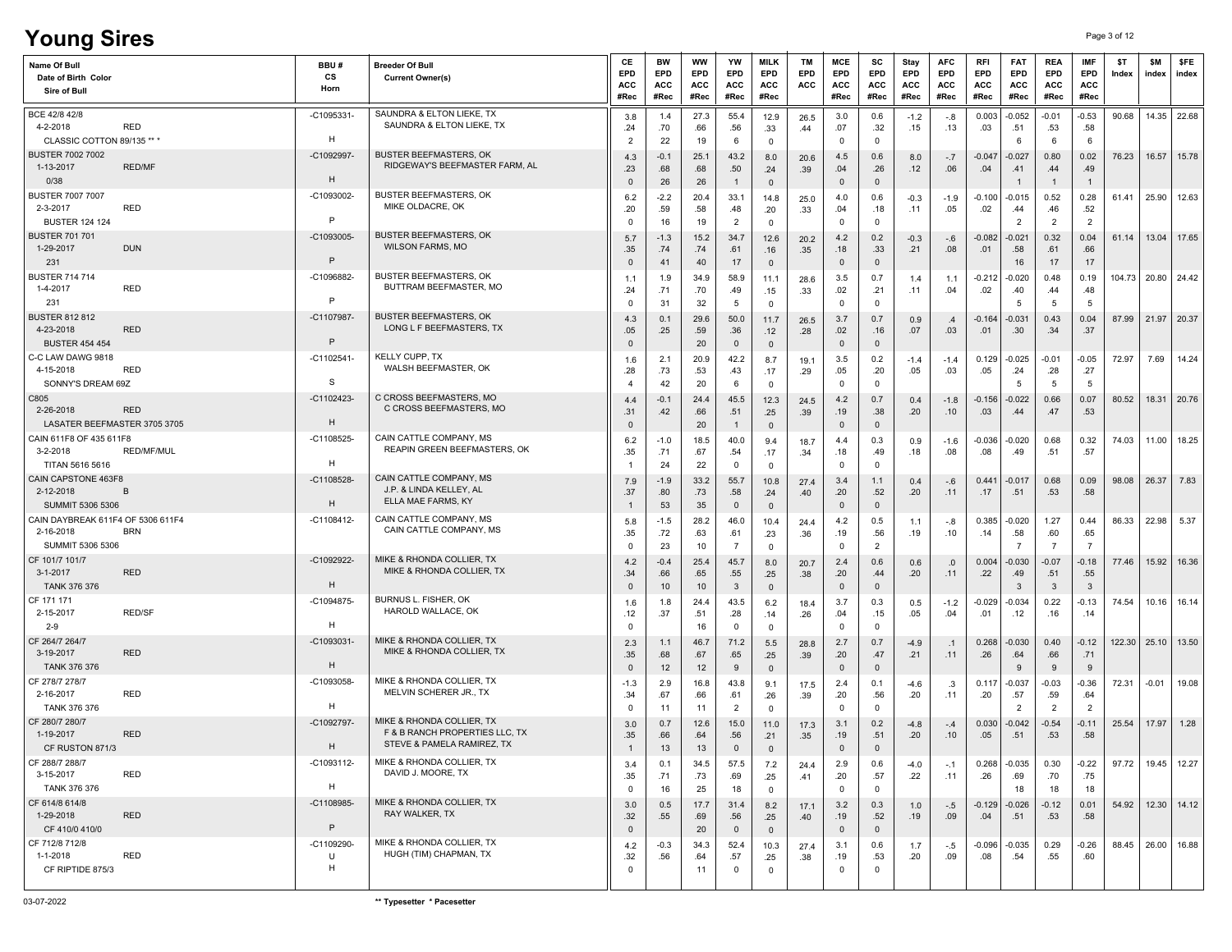# Young Sires

| Name Of Bull / Date of Birth / Color / Sire of Bull | BBU # / CS / Horn | Breeder Of Bull / Current Owner(s) | CE EPD ACC #Rec | BW EPD ACC #Rec | WW EPD ACC #Rec | YW EPD ACC #Rec | MILK EPD ACC #Rec | TM EPD ACC | MCE EPD ACC #Rec | SC EPD ACC #Rec | Stay EPD ACC #Rec | AFC EPD ACC #Rec | RFI EPD ACC #Rec | FAT EPD ACC #Rec | REA EPD ACC #Rec | IMF EPD ACC #Rec | $T Index | $M index | $FE index |
|---|---|---|---|---|---|---|---|---|---|---|---|---|---|---|---|---|---|---|---|
| BCE 42/8 42/8<br>4-2-2018 RED<br>CLASSIC COTTON 89/135 ** * | -C1095331-<br><br>H | SAUNDRA & ELTON LIEKE, TX<br>SAUNDRA & ELTON LIEKE, TX | 3.8<br>.24<br>2 | 1.4<br>.70<br>22 | 27.3<br>.66<br>19 | 55.4<br>.56<br>6 | 12.9<br>.33<br>0 | 26.5<br>.44 | 3.0<br>.07<br>0 | 0.6<br>.32<br>0 | -1.2<br>.15 | -.8<br>.13 | 0.003<br>.03 | -0.052<br>.51<br>6 | -0.01<br>.53<br>6 | -0.53<br>.58<br>6 | 90.68 | 14.35 | 22.68 |
| BUSTER 7002 7002<br>1-13-2017 RED/MF<br>0/38 | -C1092997-<br><br>H | BUSTER BEEFMASTERS, OK<br>RIDGEWAY'S BEEFMASTER FARM, AL | 4.3<br>.23<br>0 | -0.1<br>.68<br>26 | 25.1<br>.68<br>26 | 43.2<br>.50<br>1 | 8.0<br>.24<br>0 | 20.6<br>.39 | 4.5<br>.04<br>0 | 0.6<br>.26<br>0 | 8.0<br>.12 | -.7<br>.06 | -0.047<br>.04 | -0.027<br>.41<br>1 | 0.80<br>.44<br>1 | 0.02<br>.49<br>1 | 76.23 | 16.57 | 15.78 |
| BUSTER 7007 7007<br>2-3-2017 RED<br>BUSTER 124 124 | -C1093002-<br><br>P | BUSTER BEEFMASTERS, OK<br>MIKE OLDACRE, OK | 6.2<br>.20<br>0 | -2.2<br>.59<br>16 | 20.4<br>.58<br>19 | 33.1<br>.48<br>2 | 14.8<br>.20<br>0 | 25.0<br>.33 | 4.0<br>.04<br>0 | 0.6<br>.18<br>0 | -0.3<br>.11 | -1.9<br>.05 | -0.100<br>.02 | -0.015<br>.44<br>2 | 0.52<br>.46<br>2 | 0.28<br>.52<br>2 | 61.41 | 25.90 | 12.63 |
| BUSTER 701 701<br>1-29-2017 DUN<br>231 | -C1093005-<br><br>P | BUSTER BEEFMASTERS, OK<br>WILSON FARMS, MO | 5.7<br>.35<br>0 | -1.3<br>.74<br>41 | 15.2<br>.74<br>40 | 34.7<br>.61<br>17 | 12.6<br>.16<br>0 | 20.2<br>.35 | 4.2<br>.18<br>0 | 0.2<br>.33<br>0 | -0.3<br>.21 | -.6<br>.08 | -0.082<br>.01 | -0.021<br>.58<br>16 | 0.32<br>.61<br>17 | 0.04<br>.66<br>17 | 61.14 | 13.04 | 17.65 |
| BUSTER 714 714<br>1-4-2017 RED<br>231 | -C1096882-<br><br>P | BUSTER BEEFMASTERS, OK<br>BUTTRAM BEEFMASTER, MO | 1.1<br>.24<br>0 | 1.9<br>.71<br>31 | 34.9<br>.70<br>32 | 58.9<br>.49<br>5 | 11.1<br>.15<br>0 | 28.6<br>.33 | 3.5<br>.02<br>0 | 0.7<br>.21<br>0 | 1.4<br>.11 | 1.1<br>.04 | -0.212<br>.02 | -0.020<br>.40<br>5 | 0.48<br>.44<br>5 | 0.19<br>.48<br>5 | 104.73 | 20.80 | 24.42 |
| BUSTER 812 812<br>4-23-2018 RED<br>BUSTER 454 454 | -C1107987-<br><br>P | BUSTER BEEFMASTERS, OK<br>LONG L F BEEFMASTERS, TX | 4.3<br>.05<br>0 | 0.1<br>.25 | 29.6<br>.59<br>20 | 50.0<br>.36<br>0 | 11.7<br>.12<br>0 | 26.5<br>.28 | 3.7<br>.02<br>0 | 0.7<br>.16<br>0 | 0.9<br>.07 | .4<br>.03 | -0.164<br>.01 | -0.031<br>.30 | 0.43<br>.34 | 0.04<br>.37 | 87.99 | 21.97 | 20.37 |
| C-C LAW DAWG 9818<br>4-15-2018 RED<br>SONNY'S DREAM 69Z | -C1102541-<br><br>S | KELLY CUPP, TX<br>WALSH BEEFMASTER, OK | 1.6<br>.28<br>4 | 2.1<br>.73<br>42 | 20.9<br>.53<br>20 | 42.2<br>.43<br>6 | 8.7<br>.17<br>0 | 19.1<br>.29 | 3.5<br>.05<br>0 | 0.2<br>.20<br>0 | -1.4<br>.05 | -1.4<br>.03 | 0.129<br>.05 | -0.025<br>.24<br>5 | -0.01<br>.28<br>5 | -0.05<br>.27<br>5 | 72.97 | 7.69 | 14.24 |
| C805<br>2-26-2018 RED<br>LASATER BEEFMASTER 3705 3705 | -C1102423-<br><br>H | C CROSS BEEFMASTERS, MO<br>C CROSS BEEFMASTERS, MO | 4.4<br>.31<br>0 | -0.1<br>.42 | 24.4<br>.66<br>20 | 45.5<br>.51<br>1 | 12.3<br>.25<br>0 | 24.5<br>.39 | 4.2<br>.19<br>0 | 0.7<br>.38<br>0 | 0.4<br>.20 | -1.8<br>.10 | -0.156<br>.03 | -0.022<br>.44 | 0.66<br>.47 | 0.07<br>.53 | 80.52 | 18.31 | 20.76 |
| CAIN 611F8 OF 435 611F8<br>3-2-2018 RED/MF/MUL<br>TITAN 5616 5616 | -C1108525-<br><br>H | CAIN CATTLE COMPANY, MS<br>REAPIN GREEN BEEFMASTERS, OK | 6.2<br>.35<br>1 | -1.0<br>.71<br>24 | 18.5<br>.67<br>22 | 40.0<br>.54<br>0 | 9.4<br>.17<br>0 | 18.7<br>.34 | 4.4<br>.18<br>0 | 0.3<br>.49<br>0 | 0.9<br>.18 | -1.6<br>.08 | -0.036<br>.08 | -0.020<br>.49 | 0.68<br>.51 | 0.32<br>.57 | 74.03 | 11.00 | 18.25 |
| CAIN CAPSTONE 463F8<br>2-12-2018 B<br>SUMMIT 5306 5306 | -C1108528-<br><br>H | CAIN CATTLE COMPANY, MS<br>J.P. & LINDA KELLEY, AL<br>ELLA MAE FARMS, KY | 7.9<br>.37<br>1 | -1.9<br>.80<br>53 | 33.2<br>.73<br>35 | 55.7<br>.58<br>0 | 10.8<br>.24<br>0 | 27.4<br>.40 | 3.4<br>.20<br>0 | 1.1<br>.52<br>0 | 0.4<br>.20 | -.6<br>.11 | 0.441<br>.17 | -0.017<br>.51 | 0.68<br>.53 | 0.09<br>.58 | 98.08 | 26.37 | 7.83 |
| CAIN DAYBREAK 611F4 OF 5306 611F4<br>2-16-2018 BRN<br>SUMMIT 5306 5306 | -C1108412- | CAIN CATTLE COMPANY, MS<br>CAIN CATTLE COMPANY, MS | 5.8<br>.35<br>0 | -1.5<br>.72<br>23 | 28.2<br>.63<br>10 | 46.0<br>.61<br>7 | 10.4<br>.23<br>0 | 24.4<br>.36 | 4.2<br>.19<br>0 | 0.5<br>.56<br>2 | 1.1<br>.19 | -.8<br>.10 | 0.385<br>.14 | -0.020<br>.58<br>7 | 1.27<br>.60<br>7 | 0.44<br>.65<br>7 | 86.33 | 22.98 | 5.37 |
| CF 101/7 101/7<br>3-1-2017 RED<br>TANK 376 376 | -C1092922-<br><br>H | MIKE & RHONDA COLLIER, TX<br>MIKE & RHONDA COLLIER, TX | 4.2<br>.34<br>0 | -0.4<br>.66<br>10 | 25.4<br>.65<br>10 | 45.7<br>.55<br>3 | 8.0<br>.25<br>0 | 20.7<br>.38 | 2.4<br>.20<br>0 | 0.6<br>.44<br>0 | 0.6<br>.20 | .0<br>.11 | 0.004<br>.22 | -0.030<br>.49<br>3 | -0.07<br>.51<br>3 | -0.18<br>.55<br>3 | 77.46 | 15.92 | 16.36 |
| CF 171 171<br>2-15-2017 RED/SF<br>2-9 | -C1094875-<br><br>H | BURNUS L. FISHER, OK<br>HAROLD WALLACE, OK | 1.6<br>.12<br>0 | 1.8<br>.37 | 24.4<br>.51<br>16 | 43.5<br>.28<br>0 | 6.2<br>.14<br>0 | 18.4<br>.26 | 3.7<br>.04<br>0 | 0.3<br>.15<br>0 | 0.5<br>.05 | -1.2<br>.04 | -0.029<br>.01 | -0.034<br>.12 | 0.22<br>.16 | -0.13<br>.14 | 74.54 | 10.16 | 16.14 |
| CF 264/7 264/7<br>3-19-2017 RED<br>TANK 376 376 | -C1093031-<br><br>H | MIKE & RHONDA COLLIER, TX<br>MIKE & RHONDA COLLIER, TX | 2.3<br>.35<br>0 | 1.1<br>.68<br>12 | 46.7<br>.67<br>12 | 71.2<br>.65<br>9 | 5.5<br>.25<br>0 | 28.8<br>.39 | 2.7<br>.20<br>0 | 0.7<br>.47<br>0 | -4.9<br>.21 | .1<br>.11 | 0.268<br>.26 | -0.030<br>.64<br>9 | 0.40<br>.66<br>9 | -0.12<br>.71<br>9 | 122.30 | 25.10 | 13.50 |
| CF 278/7 278/7<br>2-16-2017 RED<br>TANK 376 376 | -C1093058-<br><br>H | MIKE & RHONDA COLLIER, TX<br>MELVIN SCHERER JR., TX | -1.3<br>.34<br>0 | 2.9<br>.67<br>11 | 16.8<br>.66<br>11 | 43.8<br>.61<br>2 | 9.1<br>.26<br>0 | 17.5<br>.39 | 2.4<br>.20<br>0 | 0.1<br>.56<br>0 | -4.6<br>.20 | .3<br>.11 | 0.117<br>.20 | -0.037<br>.57<br>2 | -0.03<br>.59<br>2 | -0.36<br>.64<br>2 | 72.31 | -0.01 | 19.08 |
| CF 280/7 280/7<br>1-19-2017 RED<br>CF RUSTON 871/3 | -C1092797-<br><br>H | MIKE & RHONDA COLLIER, TX<br>F & B RANCH PROPERTIES LLC, TX<br>STEVE & PAMELA RAMIREZ, TX | 3.0<br>.35<br>1 | 0.7<br>.66<br>13 | 12.6<br>.64<br>13 | 15.0<br>.56<br>0 | 11.0<br>.21<br>0 | 17.3<br>.35 | 3.1<br>.19<br>0 | 0.2<br>.51<br>0 | -4.8<br>.20 | -.4<br>.10 | 0.030<br>.05 | -0.042<br>.51 | -0.54<br>.53 | -0.11<br>.58 | 25.54 | 17.97 | 1.28 |
| CF 288/7 288/7<br>3-15-2017 RED<br>TANK 376 376 | -C1093112-<br><br>H | MIKE & RHONDA COLLIER, TX<br>DAVID J. MOORE, TX | 3.4<br>.35<br>0 | 0.1<br>.71<br>16 | 34.5<br>.73<br>25 | 57.5<br>.69<br>18 | 7.2<br>.25<br>0 | 24.4<br>.41 | 2.9<br>.20<br>0 | 0.6<br>.57<br>0 | -4.0<br>.22 | -.1<br>.11 | 0.268<br>.26 | -0.035<br>.69<br>18 | 0.30<br>.70<br>18 | -0.22<br>.75<br>18 | 97.72 | 19.45 | 12.27 |
| CF 614/8 614/8<br>1-29-2018 RED<br>CF 410/0 410/0 | -C1108985-<br><br>P | MIKE & RHONDA COLLIER, TX<br>RAY WALKER, TX | 3.0<br>.32<br>0 | 0.5<br>.55 | 17.7<br>.69<br>20 | 31.4<br>.56<br>0 | 8.2<br>.25<br>0 | 17.1<br>.40 | 3.2<br>.19<br>0 | 0.3<br>.52<br>0 | 1.0<br>.19 | -.5<br>.09 | -0.129<br>.04 | -0.026<br>.51 | -0.12<br>.53 | 0.01<br>.58 | 54.92 | 12.30 | 14.12 |
| CF 712/8 712/8<br>1-1-2018 RED<br>CF RIPTIDE 875/3 | -C1109290-<br>U<br>H | MIKE & RHONDA COLLIER, TX<br>HUGH (TIM) CHAPMAN, TX | 4.2<br>.32<br>0 | -0.3<br>.56 | 34.3<br>.64<br>11 | 52.4<br>.57<br>0 | 10.3<br>.25<br>0 | 27.4<br>.38 | 3.1<br>.19<br>0 | 0.6<br>.53<br>0 | 1.7<br>.20 | -.5<br>.09 | -0.096<br>.08 | -0.035<br>.54 | 0.29<br>.55 | -0.26<br>.60 | 88.45 | 26.00 | 16.88 |

03-07-2022

** Typesetter * Pacesetter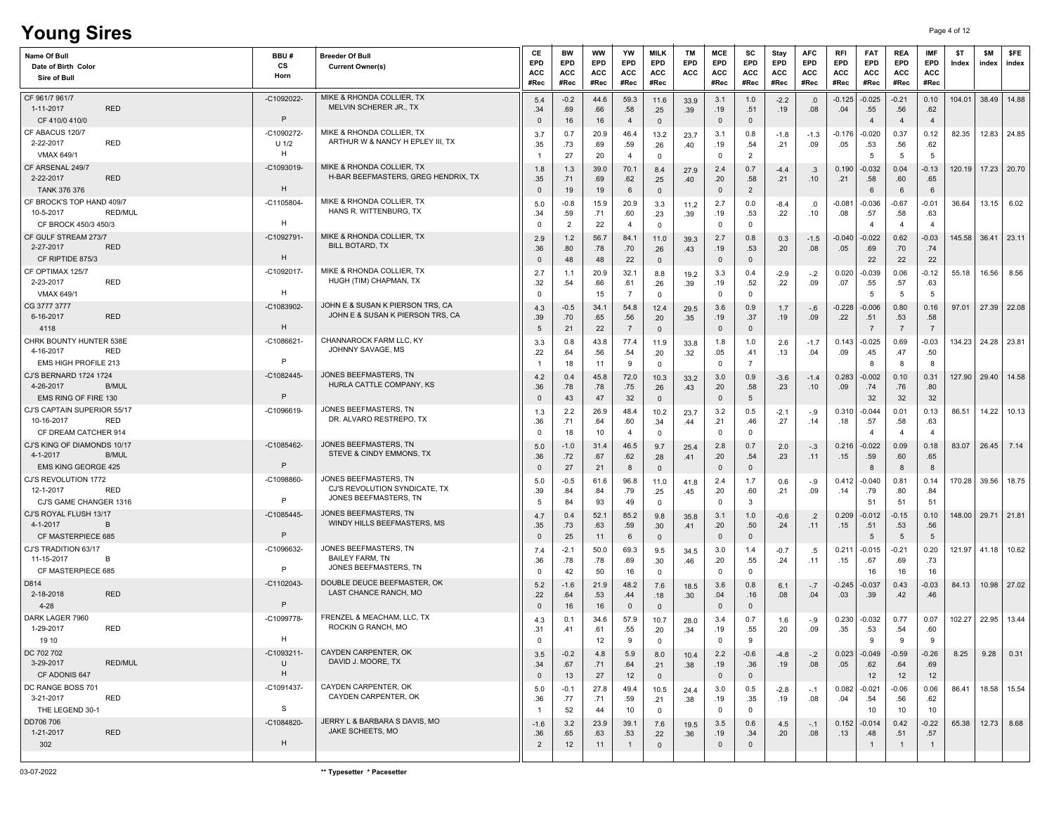# Young Sires

| Name Of Bull / Date of Birth / Color / Sire of Bull | BBU # / CS / Horn | Breeder Of Bull / Current Owner(s) | CE EPD ACC #Rec | BW EPD ACC #Rec | WW EPD ACC #Rec | YW EPD ACC #Rec | MILK EPD ACC #Rec | TM EPD ACC | MCE EPD ACC #Rec | SC EPD ACC #Rec | Stay EPD ACC #Rec | AFC EPD ACC #Rec | RFI EPD ACC #Rec | FAT EPD ACC #Rec | REA EPD ACC #Rec | IMF EPD ACC #Rec | $T Index | $M index | $FE index |
|---|---|---|---|---|---|---|---|---|---|---|---|---|---|---|---|---|---|---|---|
| CF 961/7 961/7 / 1-11-2017 / RED / CF 410/0 410/0 | -C1092022- / / P | MIKE & RHONDA COLLIER, TX / MELVIN SCHERER JR., TX | 5.4 .34 0 | -0.2 .69 16 | 44.6 .66 16 | 59.3 .58 4 | 11.6 .25 0 | 33.9 .39 | 3.1 .19 0 | 1.0 .51 0 | -2.2 .19 | .0 .08 | -0.125 .04 | -0.025 .55 4 | -0.21 .56 4 | 0.10 .62 4 | 104.01 | 38.49 | 14.88 |
| CF ABACUS 120/7 / 2-22-2017 / RED / VMAX 649/1 | -C1090272- / U 1/2 / H | MIKE & RHONDA COLLIER, TX / ARTHUR W & NANCY H EPLEY III, TX | 3.7 .35 1 | 0.7 .73 27 | 20.9 .69 20 | 46.4 .59 4 | 13.2 .26 0 | 23.7 .40 | 3.1 .19 0 | 0.8 .54 2 | -1.8 .21 | -1.3 .09 | -0.176 .05 | -0.020 .53 5 | 0.37 .56 5 | 0.12 .62 5 | 82.35 | 12.83 | 24.85 |
| CF ARSENAL 249/7 / 2-22-2017 / RED / TANK 376 376 | -C1093019- / / H | MIKE & RHONDA COLLIER, TX / H-BAR BEEFMASTERS, GREG HENDRIX, TX | 1.8 .35 0 | 1.3 .71 19 | 39.0 .69 19 | 70.1 .62 6 | 8.4 .25 0 | 27.9 .40 | 2.4 .20 0 | 0.7 .58 2 | -4.4 .21 | .3 .10 | 0.190 .21 | -0.032 .58 6 | 0.04 .60 6 | -0.13 .65 6 | 120.19 | 17.23 | 20.70 |
| CF BROCK'S TOP HAND 409/7 / 10-5-2017 / RED/MUL / CF BROCK 450/3 450/3 | -C1105804- / / H | MIKE & RHONDA COLLIER, TX / HANS R. WITTENBURG, TX | 5.0 .34 0 | -0.8 .59 2 | 15.9 .71 22 | 20.9 .60 4 | 3.3 .23 0 | 11.2 .39 | 2.7 .19 0 | 0.0 .53 0 | -8.4 .22 | .0 .10 | -0.081 .08 | -0.036 .57 4 | -0.67 .58 4 | -0.01 .63 4 | 36.64 | 13.15 | 6.02 |
| CF GULF STREAM 273/7 / 2-27-2017 / RED / CF RIPTIDE 875/3 | -C1092791- / / H | MIKE & RHONDA COLLIER, TX / BILL BOTARD, TX | 2.9 .36 0 | 1.2 .80 48 | 56.7 .78 48 | 84.1 .70 22 | 11.0 .26 0 | 39.3 .43 | 2.7 .19 0 | 0.8 .53 0 | 0.3 .20 | -1.5 .08 | -0.040 .05 | -0.022 .69 22 | 0.62 .70 22 | -0.03 .74 22 | 145.58 | 36.41 | 23.11 |
| CF OPTIMAX 125/7 / 2-23-2017 / RED / VMAX 649/1 | -C1092017- / / H | MIKE & RHONDA COLLIER, TX / HUGH (TIM) CHAPMAN, TX | 2.7 .32 0 | 1.1 .54 | 20.9 .66 15 | 32.1 .61 7 | 8.8 .26 0 | 19.2 .39 | 3.3 .19 0 | 0.4 .52 0 | -2.9 .22 | -.2 .09 | 0.020 .07 | -0.039 .55 5 | 0.06 .57 5 | -0.12 .63 5 | 55.18 | 16.56 | 8.56 |
| CG 3777 3777 / 6-16-2017 / RED / 4118 | -C1083902- / / H | JOHN E & SUSAN K PIERSON TRS, CA / JOHN E & SUSAN K PIERSON TRS, CA | 4.3 .39 5 | -0.5 .70 21 | 34.1 .65 22 | 54.8 .56 7 | 12.4 .26 0 | 29.5 .35 | 3.6 .19 0 | 0.9 .37 0 | 1.7 .19 | -.6 .09 | -0.228 .22 | -0.006 .51 7 | 0.80 .53 7 | 0.16 .58 7 | 97.01 | 27.39 | 22.08 |
| CHRK BOUNTY HUNTER 538E / 4-16-2017 / RED / EMS HIGH PROFILE 213 | -C1086621- / / P | CHANNAROCK FARM LLC, KY / JOHNNY SAVAGE, MS | 3.3 .22 1 | 0.8 .64 18 | 43.8 .56 11 | 77.4 .54 9 | 11.9 .20 0 | 33.8 .32 | 1.8 .05 0 | 1.0 .41 7 | 2.6 .13 | -1.7 .04 | 0.143 .09 | -0.025 .45 8 | 0.69 .47 8 | -0.03 .50 8 | 134.23 | 24.28 | 23.81 |
| CJ'S BERNARD 1724 1724 / 4-26-2017 / B/MUL / EMS RING OF FIRE 130 | -C1082445- / / P | JONES BEEFMASTERS, TN / HURLA CATTLE COMPANY, KS | 4.2 .36 0 | 0.4 .78 43 | 45.8 .78 47 | 72.0 .75 32 | 10.3 .26 0 | 33.2 .43 | 3.0 .20 0 | 0.9 .58 5 | -3.6 .23 | -1.4 .10 | 0.283 .09 | -0.002 .74 32 | 0.10 .76 32 | 0.31 .80 32 | 127.90 | 29.40 | 14.58 |
| CJ'S CAPTAIN SUPERIOR 55/17 / 10-16-2017 / RED / CF DREAM CATCHER 914 | -C1096619- / / | JONES BEEFMASTERS, TN / DR. ALVARO RESTREPO, TX | 1.3 .36 0 | 2.2 .71 18 | 26.9 .64 10 | 48.4 .60 4 | 10.2 .34 0 | 23.7 .44 | 3.2 .21 0 | 0.5 .46 0 | -2.1 .27 | -.9 .14 | 0.310 .18 | -0.044 .57 4 | 0.01 .58 4 | 0.13 .63 4 | 86.51 | 14.22 | 10.13 |
| CJ'S KING OF DIAMONDS 10/17 / 4-1-2017 / B/MUL / EMS KING GEORGE 425 | -C1085462- / / P | JONES BEEFMASTERS, TN / STEVE & CINDY EMMONS, TX | 5.0 .36 0 | -1.0 .72 27 | 31.4 .67 21 | 46.5 .62 8 | 9.7 .28 0 | 25.4 .41 | 2.8 .20 0 | 0.7 .54 0 | 2.0 .23 | -.3 .11 | 0.216 .15 | -0.022 .59 8 | 0.09 .60 8 | 0.18 .65 8 | 83.07 | 26.45 | 7.14 |
| CJ'S REVOLUTION 1772 / 12-1-2017 / RED / CJ'S GAME CHANGER 1316 | -C1098860- / / P | JONES BEEFMASTERS, TN / CJ'S REVOLUTION SYNDICATE, TX / JONES BEEFMASTERS, TN | 5.0 .39 5 | -0.5 .84 84 | 61.6 .84 93 | 96.8 .79 49 | 11.0 .25 0 | 41.8 .45 | 2.4 .20 0 | 1.7 .60 3 | 0.6 .21 | -.9 .09 | 0.412 .14 | -0.040 .79 51 | 0.81 .80 51 | 0.14 .84 51 | 170.28 | 39.56 | 18.75 |
| CJ'S ROYAL FLUSH 13/17 / 4-1-2017 / B / CF MASTERPIECE 685 | -C1085445- / / P | JONES BEEFMASTERS, TN / WINDY HILLS BEEFMASTERS, MS | 4.7 .35 0 | 0.4 .73 25 | 52.1 .63 11 | 85.2 .59 6 | 9.8 .30 0 | 35.8 .41 | 3.1 .20 0 | 1.0 .50 0 | -0.6 .24 | .2 .11 | 0.209 .15 | -0.012 .51 5 | -0.15 .53 5 | 0.10 .56 5 | 148.00 | 29.71 | 21.81 |
| CJ'S TRADITION 63/17 / 11-15-2017 / B / CF MASTERPIECE 685 | -C1096632- / / P | JONES BEEFMASTERS, TN / BAILEY FARM, TN / JONES BEEFMASTERS, TN | 7.4 .36 0 | -2.1 .78 42 | 50.0 .78 50 | 69.3 .69 16 | 9.5 .30 0 | 34.5 .46 | 3.0 .20 0 | 1.4 .55 0 | -0.7 .24 | .5 .11 | 0.211 .15 | -0.015 .67 16 | -0.21 .69 16 | 0.20 .73 16 | 121.97 | 41.18 | 10.62 |
| D814 / 2-18-2018 / RED / 4-28 | -C1102043- / / P | DOUBLE DEUCE BEEFMASTER, OK / LAST CHANCE RANCH, MO | 5.2 .22 0 | -1.6 .64 16 | 21.9 .53 16 | 48.2 .44 0 | 7.6 .18 0 | 18.5 .30 | 3.6 .04 0 | 0.8 .16 0 | 6.1 .08 | -.7 .04 | -0.245 .03 | -0.037 .39 | 0.43 .42 | -0.03 .46 | 84.13 | 10.98 | 27.02 |
| DARK LAGER 7960 / 1-29-2017 / RED / 19 10 | -C1099778- / / H | FRENZEL & MEACHAM, LLC, TX / ROCKIN G RANCH, MO | 4.3 .31 0 | 0.1 .41 | 34.6 .61 12 | 57.9 .55 9 | 10.7 .20 0 | 28.0 .34 | 3.4 .19 0 | 0.7 .55 9 | 1.6 .20 | -.9 .09 | 0.230 .35 | -0.032 .53 9 | 0.77 .54 9 | 0.07 .60 9 | 102.27 | 22.95 | 13.44 |
| DC 702 702 / 3-29-2017 / RED/MUL / CF ADONIS 647 | -C1093211- / U / H | CAYDEN CARPENTER, OK / DAVID J. MOORE, TX | 3.5 .34 0 | -0.2 .67 13 | 4.8 .71 27 | 5.9 .64 12 | 8.0 .21 0 | 10.4 .38 | 2.2 .19 0 | -0.6 .36 0 | -4.8 .19 | -.2 .08 | 0.023 .05 | -0.049 .62 12 | -0.59 .64 12 | -0.26 .69 12 | 8.25 | 9.28 | 0.31 |
| DC RANGE BOSS 701 / 3-21-2017 / RED / THE LEGEND 30-1 | -C1091437- / / S | CAYDEN CARPENTER, OK / CAYDEN CARPENTER, OK | 5.0 .36 1 | -0.1 .77 52 | 27.8 .71 44 | 49.4 .59 10 | 10.5 .21 0 | 24.4 .38 | 3.0 .19 0 | 0.5 .35 0 | -2.8 .19 | -.1 .08 | 0.082 .04 | -0.021 .54 10 | -0.06 .56 10 | 0.06 .62 10 | 86.41 | 18.58 | 15.54 |
| DD706 706 / 1-21-2017 / RED / 302 | -C1084820- / / H | JERRY L & BARBARA S DAVIS, MO / JAKE SCHEETS, MO | -1.6 .36 2 | 3.2 .65 12 | 23.9 .63 11 | 39.1 .53 1 | 7.6 .22 0 | 19.5 .36 | 3.5 .19 0 | 0.6 .34 0 | 4.5 .20 | -.1 .08 | 0.152 .13 | -0.014 .48 1 | 0.42 .51 1 | -0.22 .57 1 | 65.38 | 12.73 | 8.68 |

03-07-2022

** Typesetter * Pacesetter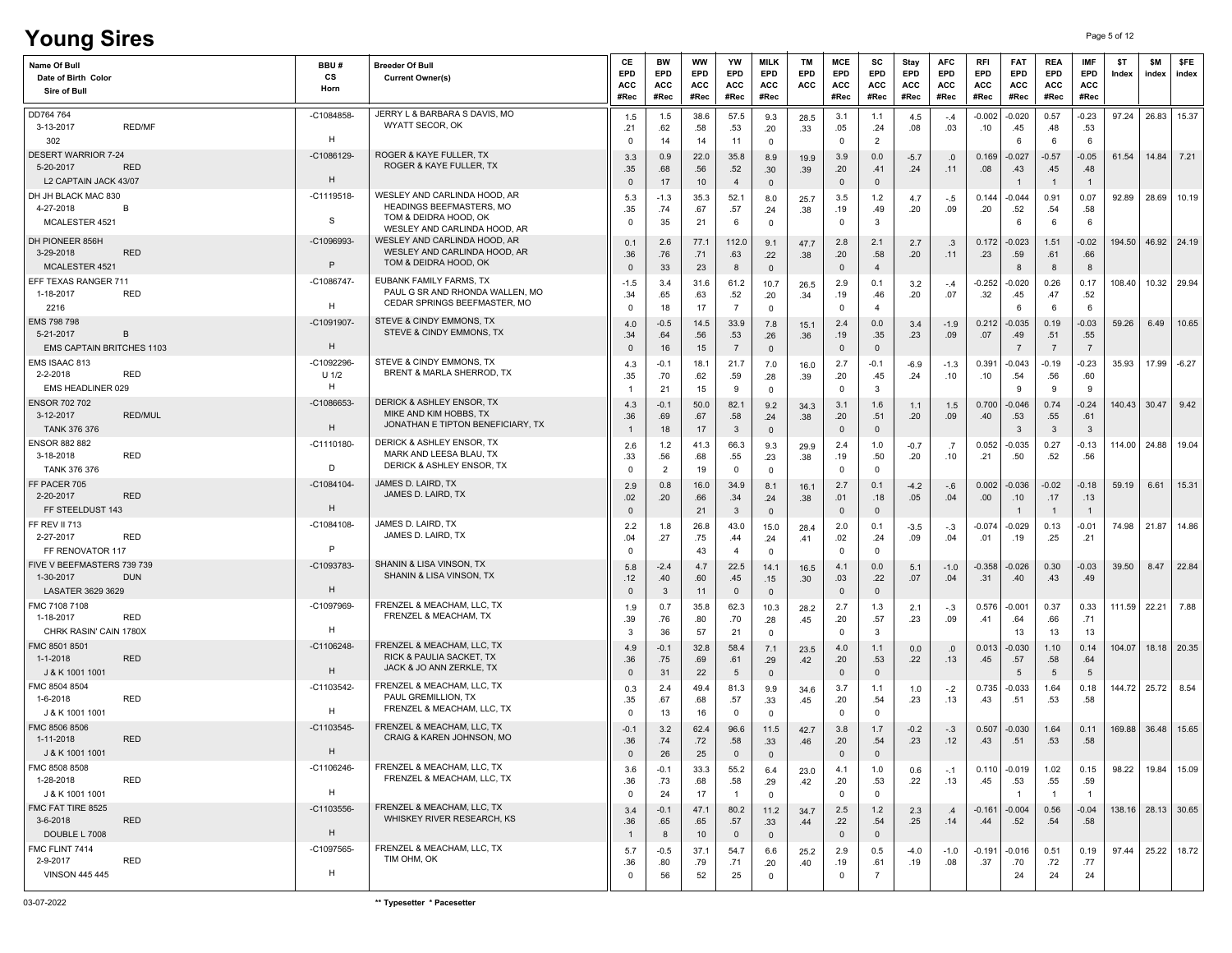# Young Sires

| Name Of Bull / Date of Birth Color / Sire of Bull | BBU # / CS / Horn | Breeder Of Bull / Current Owner(s) | CE EPD ACC #Rec | BW EPD ACC #Rec | WW EPD ACC #Rec | YW EPD ACC #Rec | MILK EPD ACC #Rec | TM EPD ACC | MCE EPD ACC #Rec | SC EPD ACC #Rec | Stay EPD ACC #Rec | AFC EPD ACC #Rec | RFI EPD ACC #Rec | FAT EPD ACC #Rec | REA EPD ACC #Rec | IMF EPD ACC #Rec | $T Index | $M index | $FE index |
|---|---|---|---|---|---|---|---|---|---|---|---|---|---|---|---|---|---|---|---|
| DD764 764 / 3-13-2017 RED/MF / 302 | -C1084858- / / H | JERRY L & BARBARA S DAVIS, MO / WYATT SECOR, OK | 1.5 / .21 / 0 | 1.5 / .62 / 14 | 38.6 / .58 / 14 | 57.5 / .53 / 11 | 9.3 / .20 / 0 | 28.5 / .33 | 3.1 / .05 / 0 | 1.1 / .24 / 2 | 4.5 / .08 | -.4 / .03 | -0.002 / .10 | -0.020 / .45 / 6 | 0.57 / .48 / 6 | -0.23 / .53 / 6 | 97.24 | 26.83 | 15.37 |
| DESERT WARRIOR 7-24 / 5-20-2017 RED / L2 CAPTAIN JACK 43/07 | -C1086129- / / H | ROGER & KAYE FULLER, TX / ROGER & KAYE FULLER, TX | 3.3 / .35 / 0 | 0.9 / .68 / 17 | 22.0 / .56 / 10 | 35.8 / .52 / 4 | 8.9 / .30 / 0 | 19.9 / .39 | 3.9 / .20 / 0 | 0.0 / .41 / 0 | -5.7 / .24 | .0 / .11 | 0.169 / .08 | -0.027 / .43 / 1 | -0.57 / .45 / 1 | -0.05 / .48 / 1 | 61.54 | 14.84 | 7.21 |
| DH JH BLACK MAC 830 / 4-27-2018 B / MCALESTER 4521 | -C1119518- / / S | WESLEY AND CARLINDA HOOD, AR / HEADINGS BEEFMASTERS, MO / TOM & DEIDRA HOOD, OK / WESLEY AND CARLINDA HOOD, AR | 5.3 / .35 / 0 | -1.3 / .74 / 35 | 35.3 / .67 / 21 | 52.1 / .57 / 6 | 8.0 / .24 / 0 | 25.7 / .38 | 3.5 / .19 / 0 | 1.2 / .49 / 3 | 4.7 / .20 | -.5 / .09 | 0.144 / .20 | -0.044 / .52 / 6 | 0.91 / .54 / 6 | 0.07 / .58 / 6 | 92.89 | 28.69 | 10.19 |
| DH PIONEER 856H / 3-29-2018 RED / MCALESTER 4521 | -C1096993- / / P | WESLEY AND CARLINDA HOOD, AR / WESLEY AND CARLINDA HOOD, AR / TOM & DEIDRA HOOD, OK | 0.1 / .36 / 0 | 2.6 / .76 / 33 | 77.1 / .71 / 23 | 112.0 / .63 / 8 | 9.1 / .22 / 0 | 47.7 / .38 | 2.8 / .20 / 0 | 2.1 / .58 / 4 | 2.7 / .20 | .3 / .11 | 0.172 / .23 | -0.023 / .59 / 8 | 1.51 / .61 / 8 | -0.02 / .66 / 8 | 194.50 | 46.92 | 24.19 |
| EFF TEXAS RANGER 711 / 1-18-2017 RED / 2216 | -C1086747- / / H | EUBANK FAMILY FARMS, TX / PAUL G SR AND RHONDA WALLEN, MO / CEDAR SPRINGS BEEFMASTER, MO | -1.5 / .34 / 0 | 3.4 / .65 / 18 | 31.6 / .63 / 17 | 61.2 / .52 / 7 | 10.7 / .20 / 0 | 26.5 / .34 | 2.9 / .19 / 0 | 0.1 / .46 / 4 | 3.2 / .20 | -.4 / .07 | -0.252 / .32 | -0.020 / .45 / 6 | 0.26 / .47 / 6 | 0.17 / .52 / 6 | 108.40 | 10.32 | 29.94 |
| EMS 798 798 / 5-21-2017 B / EMS CAPTAIN BRITCHES 1103 | -C1091907- / / H | STEVE & CINDY EMMONS, TX / STEVE & CINDY EMMONS, TX | 4.0 / .34 / 0 | -0.5 / .64 / 16 | 14.5 / .56 / 15 | 33.9 / .53 / 7 | 7.8 / .26 / 0 | 15.1 / .36 | 2.4 / .19 / 0 | 0.0 / .35 / 0 | 3.4 / .23 | -1.9 / .09 | 0.212 / .07 | -0.035 / .49 / 7 | 0.19 / .51 / 7 | -0.03 / .55 / 7 | 59.26 | 6.49 | 10.65 |
| EMS ISAAC 813 / 2-2-2018 RED / EMS HEADLINER 029 | -C1092296- / U 1/2 / H | STEVE & CINDY EMMONS, TX / BRENT & MARLA SHERROD, TX | 4.3 / .35 / 1 | -0.1 / .70 / 21 | 18.1 / .62 / 15 | 21.7 / .59 / 9 | 7.0 / .28 / 0 | 16.0 / .39 | 2.7 / .20 / 0 | -0.1 / .45 / 3 | -6.9 / .24 | -1.3 / .10 | 0.391 / .10 | -0.043 / .54 / 9 | -0.19 / .56 / 9 | -0.23 / .60 / 9 | 35.93 | 17.99 | -6.27 |
| ENSOR 702 702 / 3-12-2017 RED/MUL / TANK 376 376 | -C1086653- / / H | DERICK & ASHLEY ENSOR, TX / MIKE AND KIM HOBBS, TX / JONATHAN E TIPTON BENEFICIARY, TX | 4.3 / .36 / 1 | -0.1 / .69 / 18 | 50.0 / .67 / 17 | 82.1 / .58 / 3 | 9.2 / .24 / 0 | 34.3 / .38 | 3.1 / .20 / 0 | 1.6 / .51 / 0 | 1.1 / .20 | 1.5 / .09 | 0.700 / .40 | -0.046 / .53 / 3 | 0.74 / .55 / 3 | -0.24 / .61 / 3 | 140.43 | 30.47 | 9.42 |
| ENSOR 882 882 / 3-18-2018 RED / TANK 376 376 | -C1110180- / / D | DERICK & ASHLEY ENSOR, TX / MARK AND LEESA BLAU, TX / DERICK & ASHLEY ENSOR, TX | 2.6 / .33 / 0 | 1.2 / .56 / 2 | 41.3 / .68 / 19 | 66.3 / .55 / 0 | 9.3 / .23 / 0 | 29.9 / .38 | 2.4 / .19 / 0 | 1.0 / .50 / 0 | -0.7 / .20 | .7 / .10 | 0.052 / .21 | -0.035 / .50 | 0.27 / .52 | -0.13 / .56 | 114.00 | 24.88 | 19.04 |
| FF PACER 705 / 2-20-2017 RED / FF STEELDUST 143 | -C1084104- / / H | JAMES D. LAIRD, TX / JAMES D. LAIRD, TX | 2.9 / .02 / 0 | 0.8 / .20 | 16.0 / .66 / 21 | 34.9 / .34 / 3 | 8.1 / .24 / 0 | 16.1 / .38 | 2.7 / .01 / 0 | 0.1 / .18 / 0 | -4.2 / .05 | -.6 / .04 | 0.002 / .00 | -0.036 / .10 / 1 | -0.02 / .17 / 1 | -0.18 / .13 / 1 | 59.19 | 6.61 | 15.31 |
| FF REV II 713 / 2-27-2017 RED / FF RENOVATOR 117 | -C1084108- / / P | JAMES D. LAIRD, TX / JAMES D. LAIRD, TX | 2.2 / .04 / 0 | 1.8 / .27 | 26.8 / .75 / 43 | 43.0 / .44 / 4 | 15.0 / .24 / 0 | 28.4 / .41 | 2.0 / .02 / 0 | 0.1 / .24 / 0 | -3.5 / .09 | -.3 / .04 | -0.074 / .01 | -0.029 / .19 | 0.13 / .25 | -0.01 / .21 | 74.98 | 21.87 | 14.86 |
| FIVE V BEEFMASTERS 739 739 / 1-30-2017 DUN / LASATER 3629 3629 | -C1093783- / / H | SHANIN & LISA VINSON, TX / SHANIN & LISA VINSON, TX | 5.8 / .12 / 0 | -2.4 / .40 / 3 | 4.7 / .60 / 11 | 22.5 / .45 / 0 | 14.1 / .15 / 0 | 16.5 / .30 | 4.1 / .03 / 0 | 0.0 / .22 / 0 | 5.1 / .07 | -1.0 / .04 | -0.358 / .31 | -0.026 / .40 | 0.30 / .43 | -0.03 / .49 | 39.50 | 8.47 | 22.84 |
| FMC 7108 7108 / 1-18-2017 RED / CHRK RASIN' CAIN 1780X | -C1097969- / / H | FRENZEL & MEACHAM, LLC, TX / FRENZEL & MEACHAM, TX | 1.9 / .39 / 3 | 0.7 / .76 / 36 | 35.8 / .80 / 57 | 62.3 / .70 / 21 | 10.3 / .28 / 0 | 28.2 / .45 | 2.7 / .20 / 0 | 1.3 / .57 / 3 | 2.1 / .23 | -.3 / .09 | 0.576 / .41 | -0.001 / .64 / 13 | 0.37 / .66 / 13 | 0.33 / .71 / 13 | 111.59 | 22.21 | 7.88 |
| FMC 8501 8501 / 1-1-2018 RED / J & K 1001 1001 | -C1106248- / / H | FRENZEL & MEACHAM, LLC, TX / RICK & PAULIA SACKET, TX / JACK & JO ANN ZERKLE, TX | 4.9 / .36 / 0 | -0.1 / .75 / 31 | 32.8 / .69 / 22 | 58.4 / .61 / 5 | 7.1 / .29 / 0 | 23.5 / .42 | 4.0 / .20 / 0 | 1.1 / .53 / 0 | 0.0 / .22 | .0 / .13 | 0.013 / .45 | -0.030 / .57 / 5 | 1.10 / .58 / 5 | 0.14 / .64 / 5 | 104.07 | 18.18 | 20.35 |
| FMC 8504 8504 / 1-6-2018 RED / J & K 1001 1001 | -C1103542- / / H | FRENZEL & MEACHAM, LLC, TX / PAUL GREMILLION, TX / FRENZEL & MEACHAM, LLC, TX | 0.3 / .35 / 0 | 2.4 / .67 / 13 | 49.4 / .68 / 16 | 81.3 / .57 / 0 | 9.9 / .33 / 0 | 34.6 / .45 | 3.7 / .20 / 0 | 1.1 / .54 / 0 | 1.0 / .23 | -.2 / .13 | 0.735 / .43 | -0.033 / .51 | 1.64 / .53 | 0.18 / .58 | 144.72 | 25.72 | 8.54 |
| FMC 8506 8506 / 1-11-2018 RED / J & K 1001 1001 | -C1103545- / / H | FRENZEL & MEACHAM, LLC, TX / CRAIG & KAREN JOHNSON, MO | -0.1 / .36 / 0 | 3.2 / .74 / 26 | 62.4 / .72 / 25 | 96.6 / .58 / 0 | 11.5 / .33 / 0 | 42.7 / .46 | 3.8 / .20 / 0 | 1.7 / .54 / 0 | -0.2 / .23 | -.3 / .12 | 0.507 / .43 | -0.030 / .51 | 1.64 / .53 | 0.11 / .58 | 169.88 | 36.48 | 15.65 |
| FMC 8508 8508 / 1-28-2018 RED / J & K 1001 1001 | -C1106246- / / H | FRENZEL & MEACHAM, LLC, TX / FRENZEL & MEACHAM, LLC, TX | 3.6 / .36 / 0 | -0.1 / .73 / 24 | 33.3 / .68 / 17 | 55.2 / .58 / 1 | 6.4 / .29 / 0 | 23.0 / .42 | 4.1 / .20 / 0 | 1.0 / .53 / 0 | 0.6 / .22 | -.1 / .13 | 0.110 / .45 | -0.019 / .53 / 1 | 1.02 / .55 / 1 | 0.15 / .59 / 1 | 98.22 | 19.84 | 15.09 |
| FMC FAT TIRE 8525 / 3-6-2018 RED / DOUBLE L 7008 | -C1103556- / / H | FRENZEL & MEACHAM, LLC, TX / WHISKEY RIVER RESEARCH, KS | 3.4 / .36 / 1 | -0.1 / .65 / 8 | 47.1 / .65 / 10 | 80.2 / .57 / 0 | 11.2 / .33 / 0 | 34.7 / .44 | 2.5 / .22 / 0 | 1.2 / .54 / 0 | 2.3 / .25 | .4 / .14 | -0.161 / .44 | -0.004 / .52 | 0.56 / .54 | -0.04 / .58 | 138.16 | 28.13 | 30.65 |
| FMC FLINT 7414 / 2-9-2017 RED / VINSON 445 445 | -C1097565- / / H | FRENZEL & MEACHAM, LLC, TX / TIM OHM, OK | 5.7 / .36 / 0 | -0.5 / .80 / 56 | 37.1 / .79 / 52 | 54.7 / .71 / 25 | 6.6 / .20 / 0 | 25.2 / .40 | 2.9 / .19 / 0 | 0.5 / .61 / 7 | -4.0 / .19 | -1.0 / .08 | -0.191 / .37 | -0.016 / .70 / 24 | 0.51 / .72 / 24 | 0.19 / .77 / 24 | 97.44 | 25.22 | 18.72 |

03-07-2022

** Typesetter * Pacesetter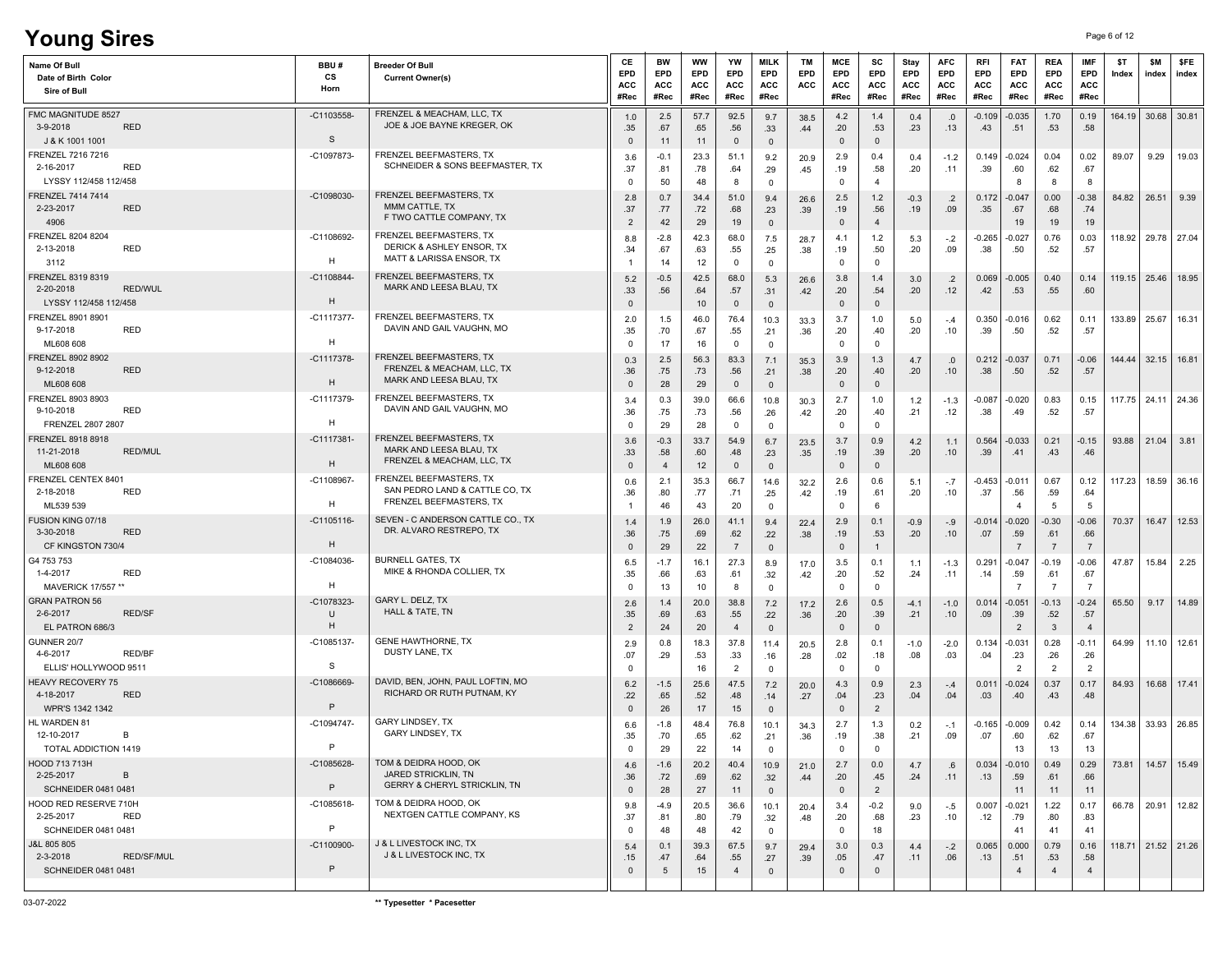# Young Sires

| Name Of Bull / Date of Birth Color / Sire of Bull | BBU # / CS / Horn | Breeder Of Bull / Current Owner(s) | CE EPD ACC #Rec | BW EPD ACC #Rec | WW EPD ACC #Rec | YW EPD ACC #Rec | MILK EPD ACC #Rec | TM EPD ACC | MCE EPD ACC #Rec | SC EPD ACC #Rec | Stay EPD ACC #Rec | AFC EPD ACC #Rec | RFI EPD ACC #Rec | FAT EPD ACC #Rec | REA EPD ACC #Rec | IMF EPD ACC #Rec | $T Index | $M index | $FE index |
|---|---|---|---|---|---|---|---|---|---|---|---|---|---|---|---|---|---|---|---|
| FMC MAGNITUDE 8527 / 3-9-2018 RED / J & K 1001 1001 | -C1103558- / S | FRENZEL & MEACHAM, LLC, TX / JOE & JOE BAYNE KREGER, OK | 1.0 .35 0 | 2.5 .67 11 | 57.7 .65 11 | 92.5 .56 0 | 9.7 .33 0 | 38.5 .44 | 4.2 .20 0 | 1.4 .53 0 | 0.4 .23 | .0 .13 | -0.109 .43 | -0.035 .51 | 1.70 .53 | 0.19 .58 | 164.19 | 30.68 | 30.81 |
| FRENZEL 7216 7216 / 2-16-2017 RED / LYSSY 112/458 112/458 | -C1097873- | FRENZEL BEEFMASTERS, TX / SCHNEIDER & SONS BEEFMASTER, TX | 3.6 .37 0 | -0.1 .81 50 | 23.3 .78 48 | 51.1 .64 8 | 9.2 .29 0 | 20.9 .45 | 2.9 .19 0 | 0.4 .58 4 | 0.4 .20 | -1.2 .11 | 0.149 .39 | -0.024 .60 8 | 0.04 .62 8 | 0.02 .67 8 | 89.07 | 9.29 | 19.03 |
| FRENZEL 7414 7414 / 2-23-2017 RED / 4906 | -C1098030- | FRENZEL BEEFMASTERS, TX / MMM CATTLE, TX / F TWO CATTLE COMPANY, TX | 2.8 .37 2 | 0.7 .77 42 | 34.4 .72 29 | 51.0 .68 19 | 9.4 .23 0 | 26.6 .39 | 2.5 .19 0 | 1.2 .56 4 | -0.3 .19 | .2 .09 | 0.172 .35 | -0.047 .67 19 | 0.00 .68 19 | -0.38 .74 19 | 84.82 | 26.51 | 9.39 |
| FRENZEL 8204 8204 / 2-13-2018 RED / 3112 | -C1108692- / H | FRENZEL BEEFMASTERS, TX / DERICK & ASHLEY ENSOR, TX / MATT & LARISSA ENSOR, TX | 8.8 .34 1 | -2.8 .67 14 | 42.3 .63 12 | 68.0 .55 0 | 7.5 .25 0 | 28.7 .38 | 4.1 .19 0 | 1.2 .50 0 | 5.3 .20 | -.2 .09 | -0.265 .38 | -0.027 .50 | 0.76 .52 | 0.03 .57 | 118.92 | 29.78 | 27.04 |
| FRENZEL 8319 8319 / 2-20-2018 RED/WUL / LYSSY 112/458 112/458 | -C1108844- / H | FRENZEL BEEFMASTERS, TX / MARK AND LEESA BLAU, TX | 5.2 .33 0 | -0.5 .56 | 42.5 .64 10 | 68.0 .57 0 | 5.3 .31 0 | 26.6 .42 | 3.8 .20 0 | 1.4 .54 0 | 3.0 .20 | .2 .12 | 0.069 .42 | -0.005 .53 | 0.40 .55 | 0.14 .60 | 119.15 | 25.46 | 18.95 |
| FRENZEL 8901 8901 / 9-17-2018 RED / ML608 608 | -C1117377- / H | FRENZEL BEEFMASTERS, TX / DAVIN AND GAIL VAUGHN, MO | 2.0 .35 0 | 1.5 .70 17 | 46.0 .67 16 | 76.4 .55 0 | 10.3 .21 0 | 33.3 .36 | 3.7 .20 0 | 1.0 .40 0 | 5.0 .20 | -.4 .10 | 0.350 .39 | -0.016 .50 | 0.62 .52 | 0.11 .57 | 133.89 | 25.67 | 16.31 |
| FRENZEL 8902 8902 / 9-12-2018 RED / ML608 608 | -C1117378- / H | FRENZEL BEEFMASTERS, TX / FRENZEL & MEACHAM, LLC, TX / MARK AND LEESA BLAU, TX | 0.3 .36 0 | 2.5 .75 28 | 56.3 .73 29 | 83.3 .56 0 | 7.1 .21 0 | 35.3 .38 | 3.9 .20 0 | 1.3 .40 0 | 4.7 .20 | .0 .10 | 0.212 .38 | -0.037 .50 | 0.71 .52 | -0.06 .57 | 144.44 | 32.15 | 16.81 |
| FRENZEL 8903 8903 / 9-10-2018 RED / FRENZEL 2807 2807 | -C1117379- / H | FRENZEL BEEFMASTERS, TX / DAVIN AND GAIL VAUGHN, MO | 3.4 .36 0 | 0.3 .75 29 | 39.0 .73 28 | 66.6 .56 0 | 10.8 .26 0 | 30.3 .42 | 2.7 .20 0 | 1.0 .40 0 | 1.2 .21 | -1.3 .12 | -0.087 .38 | -0.020 .49 | 0.83 .52 | 0.15 .57 | 117.75 | 24.11 | 24.36 |
| FRENZEL 8918 8918 / 11-21-2018 RED/MUL / ML608 608 | -C1117381- / H | FRENZEL BEEFMASTERS, TX / MARK AND LEESA BLAU, TX / FRENZEL & MEACHAM, LLC, TX | 3.6 .33 0 | -0.3 .58 4 | 33.7 .60 12 | 54.9 .48 0 | 6.7 .23 0 | 23.5 .35 | 3.7 .19 0 | 0.9 .39 0 | 4.2 .20 | 1.1 .10 | 0.564 .39 | -0.033 .41 | 0.21 .43 | -0.15 .46 | 93.88 | 21.04 | 3.81 |
| FRENZEL CENTEX 8401 / 2-18-2018 RED / ML539 539 | -C1108967- / H | FRENZEL BEEFMASTERS, TX / SAN PEDRO LAND & CATTLE CO, TX / FRENZEL BEEFMASTERS, TX | 0.6 .36 1 | 2.1 .80 46 | 35.3 .77 43 | 66.7 .71 20 | 14.6 .25 0 | 32.2 .42 | 2.6 .19 0 | 0.6 .61 6 | 5.1 .20 | -.7 .10 | -0.453 .37 | -0.011 .56 4 | 0.67 .59 5 | 0.12 .64 5 | 117.23 | 18.59 | 36.16 |
| FUSION KING 07/18 / 3-30-2018 RED / CF KINGSTON 730/4 | -C1105116- / H | SEVEN - C ANDERSON CATTLE CO., TX / DR. ALVARO RESTREPO, TX | 1.4 .36 0 | 1.9 .75 29 | 26.0 .69 22 | 41.1 .62 7 | 9.4 .22 0 | 22.4 .38 | 2.9 .19 0 | 0.1 .53 1 | -0.9 .20 | -.9 .10 | -0.014 .07 | -0.020 .59 7 | -0.30 .61 7 | -0.06 .66 7 | 70.37 | 16.47 | 12.53 |
| G4 753 753 / 1-4-2017 RED / MAVERICK 17/557 ** | -C1084036- / H | BURNELL GATES, TX / MIKE & RHONDA COLLIER, TX | 6.5 .35 0 | -1.7 .66 13 | 16.1 .63 10 | 27.3 .61 8 | 8.9 .32 0 | 17.0 .42 | 3.5 .20 0 | 0.1 .52 0 | 1.1 .24 | -1.3 .11 | 0.291 .14 | -0.047 .59 7 | -0.19 .61 7 | -0.06 .67 7 | 47.87 | 15.84 | 2.25 |
| GRAN PATRON 56 / 2-6-2017 RED/SF / EL PATRON 686/3 | -C1078323- / U / H | GARY L. DELZ, TX / HALL & TATE, TN | 2.6 .35 2 | 1.4 .69 24 | 20.0 .63 20 | 38.8 .55 4 | 7.2 .22 0 | 17.2 .36 | 2.6 .20 0 | 0.5 .39 0 | -4.1 .21 | -1.0 .10 | 0.014 .09 | -0.051 .39 2 | -0.13 .52 3 | -0.24 .57 4 | 65.50 | 9.17 | 14.89 |
| GUNNER 20/7 / 4-6-2017 RED/BF / ELLIS' HOLLYWOOD 9511 | -C1085137- / S | GENE HAWTHORNE, TX / DUSTY LANE, TX | 2.9 .07 0 | 0.8 .29 | 18.3 .53 16 | 37.8 .33 2 | 11.4 .16 0 | 20.5 .28 | 2.8 .02 0 | 0.1 .18 0 | -1.0 .08 | -2.0 .03 | 0.134 .04 | -0.031 .23 2 | 0.28 .26 2 | -0.11 .26 2 | 64.99 | 11.10 | 12.61 |
| HEAVY RECOVERY 75 / 4-18-2017 RED / WPR'S 1342 1342 | -C1086669- / P | DAVID, BEN, JOHN, PAUL LOFTIN, MO / RICHARD OR RUTH PUTNAM, KY | 6.2 .22 0 | -1.5 .65 26 | 25.6 .52 17 | 47.5 .48 15 | 7.2 .14 0 | 20.0 .27 | 4.3 .04 0 | 0.9 .23 2 | 2.3 .04 | -.4 .04 | 0.011 .03 | -0.024 .40 | 0.37 .43 | 0.17 .48 | 84.93 | 16.68 | 17.41 |
| HL WARDEN 81 / 12-10-2017 B / TOTAL ADDICTION 1419 | -C1094747- / P | GARY LINDSEY, TX / GARY LINDSEY, TX | 6.6 .35 0 | -1.8 .70 29 | 48.4 .65 22 | 76.8 .62 14 | 10.1 .21 0 | 34.3 .36 | 2.7 .19 0 | 1.3 .38 0 | 0.2 .21 | -.1 .09 | -0.165 .07 | -0.009 .60 13 | 0.42 .62 13 | 0.14 .67 13 | 134.38 | 33.93 | 26.85 |
| HOOD 713 713H / 2-25-2017 B / SCHNEIDER 0481 0481 | -C1085628- / P | TOM & DEIDRA HOOD, OK / JARED STRICKLIN, TN / GERRY & CHERYL STRICKLIN, TN | 4.6 .36 0 | -1.6 .72 28 | 20.2 .69 27 | 40.4 .62 11 | 10.9 .32 0 | 21.0 .44 | 2.7 .20 0 | 0.0 .45 2 | 4.7 .24 | .6 .11 | 0.034 .13 | -0.010 .59 11 | 0.49 .61 11 | 0.29 .66 11 | 73.81 | 14.57 | 15.49 |
| HOOD RED RESERVE 710H / 2-25-2017 RED / SCHNEIDER 0481 0481 | -C1085618- / P | TOM & DEIDRA HOOD, OK / NEXTGEN CATTLE COMPANY, KS | 9.8 .37 0 | -4.9 .81 48 | 20.5 .80 48 | 36.6 .79 42 | 10.1 .32 0 | 20.4 .48 | 3.4 .20 0 | -0.2 .68 18 | 9.0 .23 | -.5 .10 | 0.007 .12 | -0.021 .79 41 | 1.22 .80 41 | 0.17 .83 41 | 66.78 | 20.91 | 12.82 |
| J&L 805 805 / 2-3-2018 RED/SF/MUL / SCHNEIDER 0481 0481 | -C1100900- / P | J & L LIVESTOCK INC, TX / J & L LIVESTOCK INC, TX | 5.4 .15 0 | 0.1 .47 5 | 39.3 .64 15 | 67.5 .55 4 | 9.7 .27 0 | 29.4 .39 | 3.0 .05 0 | 0.3 .47 0 | 4.4 .11 | -.2 .06 | 0.065 .13 | 0.000 .51 4 | 0.79 .53 4 | 0.16 .58 4 | 118.71 | 21.52 | 21.26 |

03-07-2022

** Typesetter * Pacesetter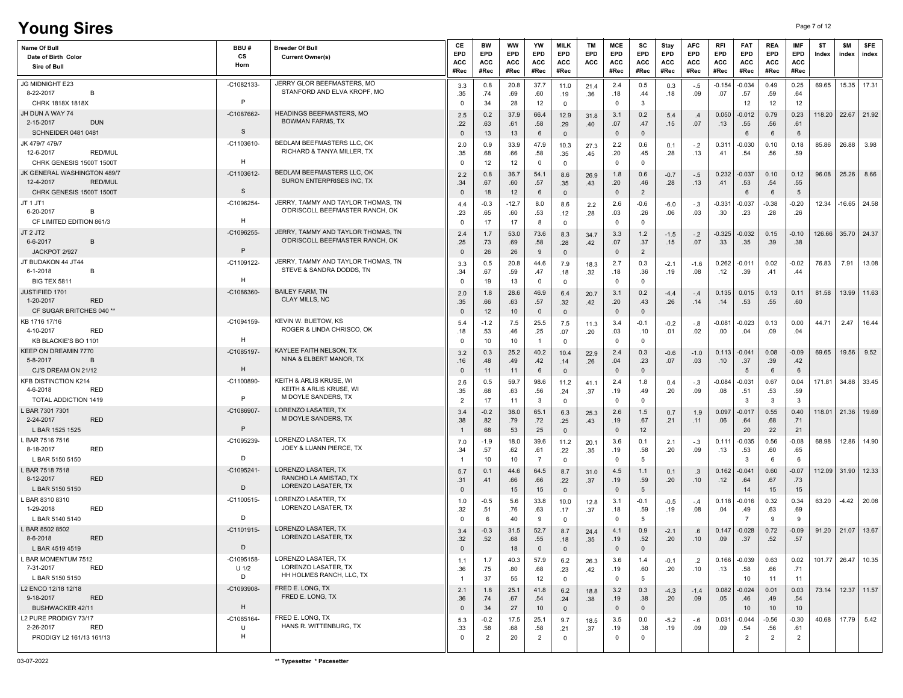# Young Sires

| Name Of Bull / Date of Birth Color / Sire of Bull | BBU # / CS / Horn | Breeder Of Bull / Current Owner(s) | CE EPD ACC #Rec | BW EPD ACC #Rec | WW EPD ACC #Rec | YW EPD ACC #Rec | MILK EPD ACC #Rec | TM EPD ACC | MCE EPD ACC #Rec | SC EPD ACC #Rec | Stay EPD ACC #Rec | AFC EPD ACC #Rec | RFI EPD ACC #Rec | FAT EPD ACC #Rec | REA EPD ACC #Rec | IMF EPD ACC #Rec | $T Index | $M index | $FE index |
|---|---|---|---|---|---|---|---|---|---|---|---|---|---|---|---|---|---|---|---|
| JG MIDNIGHT E23 | -C1082133- | JERRY GLOR BEEFMASTERS, MO | 3.3 | 0.8 | 20.8 | 37.7 | 11.0 | 21.4 | 2.4 | 0.5 | 0.3 | -.5 | -0.154 | -0.034 | 0.49 | 0.25 | 69.65 | 15.35 | 17.31 |
| 8-22-2017 B | | STANFORD AND ELVA KROPF, MO | .35 | .74 | .69 | .60 | .19 | .36 | .18 | .44 | .18 | .09 | .07 | .57 | .59 | .64 | | | |
| CHRK 1818X 1818X | P | | 0 | 34 | 28 | 12 | 0 | | 0 | 3 | | | | 12 | 12 | 12 | | | |
| JH DUN A WAY 74 | -C1087662- | HEADINGS BEEFMASTERS, MO | 2.5 | 0.2 | 37.9 | 66.4 | 12.9 | 31.8 | 3.1 | 0.2 | 5.4 | .4 | 0.050 | -0.012 | 0.79 | 0.23 | 118.20 | 22.67 | 21.92 |
| 2-15-2017 DUN | | BOWMAN FARMS, TX | .22 | .63 | .61 | .58 | .29 | .40 | .07 | .47 | .15 | .07 | .13 | .55 | .56 | .61 | | | |
| SCHNEIDER 0481 0481 | S | | 0 | 13 | 13 | 6 | 0 | | 0 | 0 | | | | 6 | 6 | 6 | | | |
| JK 479/7 479/7 | -C1103610- | BEDLAM BEEFMASTERS LLC, OK | 2.0 | 0.9 | 33.9 | 47.9 | 10.3 | 27.3 | 2.2 | 0.6 | 0.1 | -.2 | 0.311 | -0.030 | 0.10 | 0.18 | 85.86 | 26.88 | 3.98 |
| 12-6-2017 RED/MUL | | RICHARD & TANYA MILLER, TX | .35 | .68 | .66 | .58 | .35 | .45 | .20 | .45 | .28 | .13 | .41 | .54 | .56 | .59 | | | |
| CHRK GENESIS 1500T 1500T | H | | 0 | 12 | 12 | 0 | 0 | | 0 | 0 | | | | | | | | | |
| JK GENERAL WASHINGTON 489/7 | -C1103612- | BEDLAM BEEFMASTERS LLC, OK | 2.2 | 0.8 | 36.7 | 54.1 | 8.6 | 26.9 | 1.8 | 0.6 | -0.7 | -.5 | 0.232 | -0.037 | 0.10 | 0.12 | 96.08 | 25.26 | 8.66 |
| 12-4-2017 RED/MUL | | SURON ENTERPRISES INC, TX | .34 | .67 | .60 | .57 | .35 | .43 | .20 | .46 | .28 | .13 | .41 | .53 | .54 | .55 | | | |
| CHRK GENESIS 1500T 1500T | S | | 0 | 18 | 12 | 6 | 0 | | 0 | 2 | | | | 6 | 6 | 5 | | | |
| JT 1 JT1 | -C1096254- | JERRY, TAMMY AND TAYLOR THOMAS, TN | 4.4 | -0.3 | -12.7 | 8.0 | 8.6 | 2.2 | 2.6 | -0.6 | -6.0 | -.3 | -0.331 | -0.037 | -0.38 | -0.20 | 12.34 | -16.65 | 24.58 |
| 6-20-2017 B | | O'DRISCOLL BEEFMASTER RANCH, OK | .23 | .65 | .60 | .53 | .12 | .28 | .03 | .26 | .06 | .03 | .30 | .23 | .28 | .26 | | | |
| CF LIMITED EDITION 861/3 | H | | 0 | 17 | 17 | 8 | 0 | | 0 | 0 | | | | | | | | | |
| JT 2 JT2 | -C1096255- | JERRY, TAMMY AND TAYLOR THOMAS, TN | 2.4 | 1.7 | 53.0 | 73.6 | 8.3 | 34.7 | 3.3 | 1.2 | -1.5 | -.2 | -0.325 | -0.032 | 0.15 | -0.10 | 126.66 | 35.70 | 24.37 |
| 6-6-2017 B | | O'DRISCOLL BEEFMASTER RANCH, OK | .25 | .73 | .69 | .58 | .28 | .42 | .07 | .37 | .15 | .07 | .33 | .35 | .39 | .38 | | | |
| JACKPOT 2/927 | P | | 0 | 26 | 26 | 9 | 0 | | 0 | 2 | | | | | | | | | |
| JT BUDAKON 44 JT44 | -C1109122- | JERRY, TAMMY AND TAYLOR THOMAS, TN | 3.3 | 0.5 | 20.8 | 44.6 | 7.9 | 18.3 | 2.7 | 0.3 | -2.1 | -1.6 | 0.262 | -0.011 | 0.02 | -0.02 | 76.83 | 7.91 | 13.08 |
| 6-1-2018 B | | STEVE & SANDRA DODDS, TN | .34 | .67 | .59 | .47 | .18 | .32 | .18 | .36 | .19 | .08 | .12 | .39 | .41 | .44 | | | |
| BIG TEX 5811 | H | | 0 | 19 | 13 | 0 | 0 | | 0 | 0 | | | | | | | | | |
| JUSTIFIED 1701 | -C1086360- | BAILEY FARM, TN | 2.0 | 1.8 | 28.6 | 46.9 | 6.4 | 20.7 | 3.1 | 0.2 | -4.4 | -.4 | 0.135 | 0.015 | 0.13 | 0.11 | 81.58 | 13.99 | 11.63 |
| 1-20-2017 RED | | CLAY MILLS, NC | .35 | .66 | .63 | .57 | .32 | .42 | .20 | .43 | .26 | .14 | .14 | .53 | .55 | .60 | | | |
| CF SUGAR BRITCHES 040 ** | | | 0 | 12 | 10 | 0 | 0 | | 0 | 0 | | | | | | | | | |
| KB 1716 17/16 | -C1094159- | KEVIN W. BUETOW, KS | 5.4 | -1.2 | 7.5 | 25.5 | 7.5 | 11.3 | 3.4 | -0.1 | -0.2 | -.8 | -0.081 | -0.023 | 0.13 | 0.00 | 44.71 | 2.47 | 16.44 |
| 4-10-2017 RED | | ROGER & LINDA CHRISCO, OK | .18 | .53 | .46 | .25 | .07 | .20 | .03 | .10 | .01 | .02 | .00 | .04 | .09 | .04 | | | |
| KB BLACKIE'S BO 1101 | H | | 0 | 10 | 10 | 1 | 0 | | 0 | 0 | | | | | | | | | |
| KEEP ON DREAMIN 7770 | -C1085197- | KAYLEE FAITH NELSON, TX | 3.2 | 0.3 | 25.2 | 40.2 | 10.4 | 22.9 | 2.4 | 0.3 | -0.6 | -1.0 | 0.113 | -0.041 | 0.08 | -0.09 | 69.65 | 19.56 | 9.52 |
| 5-8-2017 B | | NINA & ELBERT MANOR, TX | .16 | .48 | .49 | .42 | .14 | .26 | .04 | .23 | .07 | .03 | .10 | .37 | .39 | .42 | | | |
| CJ'S DREAM ON 21/12 | H | | 0 | 11 | 11 | 6 | 0 | | 0 | 0 | | | | 5 | 6 | 6 | | | |
| KFB DISTINCTION K214 | -C1100890- | KEITH & ARLIS KRUSE, WI | 2.6 | 0.5 | 59.7 | 98.6 | 11.2 | 41.1 | 2.4 | 1.8 | 0.4 | -.3 | -0.084 | -0.031 | 0.67 | 0.04 | 171.81 | 34.88 | 33.45 |
| 4-6-2018 RED | | KEITH & ARLIS KRUSE, WI | .35 | .68 | .63 | .56 | .24 | .37 | .19 | .49 | .20 | .09 | .08 | .51 | .53 | .59 | | | |
| TOTAL ADDICTION 1419 | P | M DOYLE SANDERS, TX | 2 | 17 | 11 | 3 | 0 | | 0 | 0 | | | | 3 | 3 | 3 | | | |
| L BAR 7301 7301 | -C1086907- | LORENZO LASATER, TX | 3.4 | -0.2 | 38.0 | 65.1 | 6.3 | 25.3 | 2.6 | 1.5 | 0.7 | 1.9 | 0.097 | -0.017 | 0.55 | 0.40 | 118.01 | 21.36 | 19.69 |
| 2-24-2017 RED | | M DOYLE SANDERS, TX | .38 | .82 | .79 | .72 | .25 | .43 | .19 | .67 | .21 | .11 | .06 | .64 | .68 | .71 | | | |
| L BAR 1525 1525 | P | | 1 | 68 | 53 | 25 | 0 | | 0 | 12 | | | | 20 | 22 | 21 | | | |
| L BAR 7516 7516 | -C1095239- | LORENZO LASATER, TX | 7.0 | -1.9 | 18.0 | 39.6 | 11.2 | 20.1 | 3.6 | 0.1 | 2.1 | -.3 | 0.111 | -0.035 | 0.56 | -0.08 | 68.98 | 12.86 | 14.90 |
| 8-18-2017 RED | | JOEY & LUANN PIERCE, TX | .34 | .57 | .62 | .61 | .22 | .35 | .19 | .58 | .20 | .09 | .13 | .53 | .60 | .65 | | | |
| L BAR 5150 5150 | D | | 1 | 10 | 10 | 7 | 0 | | 0 | 5 | | | | 3 | 6 | 6 | | | |
| L BAR 7518 7518 | -C1095241- | LORENZO LASATER, TX | 5.7 | 0.1 | 44.6 | 64.5 | 8.7 | 31.0 | 4.5 | 1.1 | 0.1 | .3 | 0.162 | -0.041 | 0.60 | -0.07 | 112.09 | 31.90 | 12.33 |
| 8-12-2017 RED | | RANCHO LA AMISTAD, TX | .31 | .41 | .66 | .66 | .22 | .37 | .19 | .59 | .20 | .10 | .12 | .64 | .67 | .73 | | | |
| L BAR 5150 5150 | D | LORENZO LASATER, TX | 0 | | 15 | 15 | 0 | | 0 | 5 | | | | 14 | 15 | 15 | | | |
| L BAR 8310 8310 | -C1100515- | LORENZO LASATER, TX | 1.0 | -0.5 | 5.6 | 33.8 | 10.0 | 12.8 | 3.1 | -0.1 | -0.5 | -.4 | 0.118 | -0.016 | 0.32 | 0.34 | 63.20 | -4.42 | 20.08 |
| 1-29-2018 RED | | LORENZO LASATER, TX | .32 | .51 | .76 | .63 | .17 | .37 | .18 | .59 | .19 | .08 | .04 | .49 | .63 | .69 | | | |
| L BAR 5140 5140 | D | | 0 | 6 | 40 | 9 | 0 | | 0 | 5 | | | | 7 | 9 | 9 | | | |
| L BAR 8502 8502 | -C1101915- | LORENZO LASATER, TX | 3.4 | -0.3 | 31.5 | 52.7 | 8.7 | 24.4 | 4.1 | 0.9 | -2.1 | .6 | 0.147 | -0.028 | 0.72 | -0.09 | 91.20 | 21.07 | 13.67 |
| 8-6-2018 RED | | LORENZO LASATER, TX | .32 | .52 | .68 | .55 | .18 | .35 | .19 | .52 | .20 | .10 | .09 | .37 | .52 | .57 | | | |
| L BAR 4519 4519 | D | | 0 | | 18 | 0 | 0 | | 0 | 0 | | | | | | | | | |
| L BAR MOMENTUM 7512 | -C1095158- | LORENZO LASATER, TX | 1.1 | 1.7 | 40.3 | 57.9 | 6.2 | 26.3 | 3.6 | 1.4 | -0.1 | .2 | 0.166 | -0.039 | 0.63 | 0.02 | 101.77 | 26.47 | 10.35 |
| 7-31-2017 RED | U 1/2 | LORENZO LASATER, TX | .36 | .75 | .80 | .68 | .23 | .42 | .19 | .60 | .20 | .10 | .13 | .58 | .66 | .71 | | | |
| L BAR 5150 5150 | D | HH HOLMES RANCH, LLC, TX | 1 | 37 | 55 | 12 | 0 | | 0 | 5 | | | | 10 | 11 | 11 | | | |
| L2 ENCO 12/18 12/18 | -C1093908- | FRED E. LONG, TX | 2.1 | 1.8 | 25.1 | 41.8 | 6.2 | 18.8 | 3.2 | 0.3 | -4.3 | -1.4 | 0.082 | -0.024 | 0.01 | 0.03 | 73.14 | 12.37 | 11.57 |
| 9-18-2017 RED | | FRED E. LONG, TX | .36 | .74 | .67 | .54 | .24 | .38 | .19 | .38 | .20 | .09 | .05 | .46 | .49 | .54 | | | |
| BUSHWACKER 42/11 | H | | 0 | 34 | 27 | 10 | 0 | | 0 | 0 | | | | 10 | 10 | 10 | | | |
| L2 PURE PRODIGY 73/17 | -C1085164- | FRED E. LONG, TX | 5.3 | -0.2 | 17.5 | 25.1 | 9.7 | 18.5 | 3.5 | 0.0 | -5.2 | -.6 | 0.031 | -0.044 | -0.56 | -0.30 | 40.68 | 17.79 | 5.42 |
| 2-26-2017 RED | U | HANS R. WITTENBURG, TX | .33 | .58 | .68 | .58 | .21 | .37 | .19 | .38 | .19 | .09 | .09 | .54 | .56 | .61 | | | |
| PRODIGY L2 161/13 161/13 | H | | 0 | 2 | 20 | 2 | 0 | | 0 | 0 | | | | 2 | 2 | 2 | | | |

** Typesetter * Pacesetter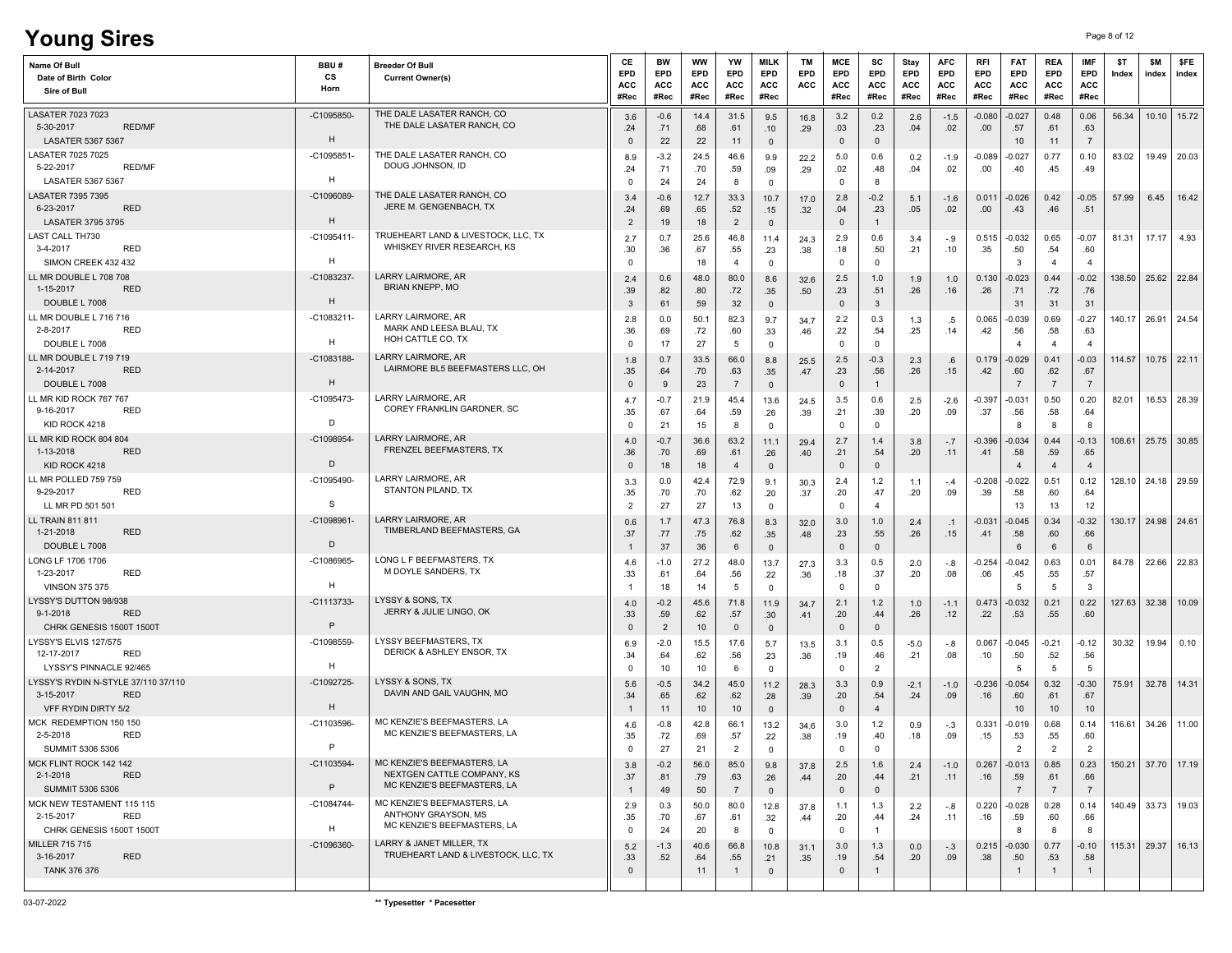# Young Sires

| Name Of Bull / Date of Birth Color / Sire of Bull | BBU # / CS / Horn | Breeder Of Bull / Current Owner(s) | CE EPD ACC #Rec | BW EPD ACC #Rec | WW EPD ACC #Rec | YW EPD ACC #Rec | MILK EPD ACC #Rec | TM EPD ACC | MCE EPD ACC #Rec | SC EPD ACC #Rec | Stay EPD ACC #Rec | AFC EPD ACC #Rec | RFI EPD ACC #Rec | FAT EPD ACC #Rec | REA EPD ACC #Rec | IMF EPD ACC #Rec | $T Index | $M index | $FE index |
|---|---|---|---|---|---|---|---|---|---|---|---|---|---|---|---|---|---|---|---|
| LASATER 7023 7023 / 5-30-2017 RED/MF / LASATER 5367 5367 | -C1095850- / H | THE DALE LASATER RANCH, CO / THE DALE LASATER RANCH, CO | 3.6 .24 0 | -0.6 .71 22 | 14.4 .68 22 | 31.5 .61 11 | 9.5 .10 0 | 16.8 .29 | 3.2 .03 0 | 0.2 .23 0 | 2.6 .04 | -1.5 .02 | -0.080 .00 | -0.027 .57 10 | 0.48 .61 11 | 0.06 .63 7 | 56.34 | 10.10 | 15.72 |
| LASATER 7025 7025 / 5-22-2017 RED/MF / LASATER 5367 5367 | -C1095851- / H | THE DALE LASATER RANCH, CO / DOUG JOHNSON, ID | 8.9 .24 0 | -3.2 .71 24 | 24.5 .70 24 | 46.6 .59 8 | 9.9 .09 0 | 22.2 .29 | 5.0 .02 0 | 0.6 .48 8 | 0.2 .04 | -1.9 .02 | -0.089 .00 | -0.027 .40 | 0.77 .45 | 0.10 .49 | 83.02 | 19.49 | 20.03 |
| LASATER 7395 7395 / 6-23-2017 RED / LASATER 3795 3795 | -C1096089- / H | THE DALE LASATER RANCH, CO / JERE M. GENGENBACH, TX | 3.4 .24 2 | -0.6 .69 19 | 12.7 .65 18 | 33.3 .52 2 | 10.7 .15 0 | 17.0 .32 | 2.8 .04 0 | -0.2 .23 1 | 5.1 .05 | -1.6 .02 | 0.011 .00 | -0.026 .43 | 0.42 .46 | -0.05 .51 | 57.99 | 6.45 | 16.42 |
| LAST CALL TH730 / 3-4-2017 RED / SIMON CREEK 432 432 | -C1095411- / H | TRUEHEART LAND & LIVESTOCK, LLC, TX / WHISKEY RIVER RESEARCH, KS | 2.7 .30 0 | 0.7 .36 | 25.6 .67 18 | 46.8 .55 4 | 11.4 .23 0 | 24.3 .38 | 2.9 .18 0 | 0.6 .50 0 | 3.4 .21 | -.9 .10 | 0.515 .35 | -0.032 .50 3 | 0.65 .54 4 | -0.07 .60 4 | 81.31 | 17.17 | 4.93 |
| LL MR DOUBLE L 708 708 / 1-15-2017 RED / DOUBLE L 7008 | -C1083237- / H | LARRY LAIRMORE, AR / BRIAN KNEPP, MO | 2.4 .39 3 | 0.6 .82 61 | 48.0 .80 59 | 80.0 .72 32 | 8.6 .35 0 | 32.6 .50 | 2.5 .23 0 | 1.0 .51 3 | 1.9 .26 | 1.0 .16 | 0.130 .26 | -0.023 .71 31 | 0.44 .72 31 | -0.02 .76 31 | 138.50 | 25.62 | 22.84 |
| LL MR DOUBLE L 716 716 / 2-8-2017 RED / DOUBLE L 7008 | -C1083211- / H | LARRY LAIRMORE, AR / MARK AND LEESA BLAU, TX / HOH CATTLE CO, TX | 2.8 .36 0 | 0.0 .69 17 | 50.1 .72 27 | 82.3 .60 5 | 9.7 .33 0 | 34.7 .46 | 2.2 .22 0 | 0.3 .54 0 | 1.3 .25 | .5 .14 | 0.065 .42 | -0.039 .56 4 | 0.69 .58 4 | -0.27 .63 4 | 140.17 | 26.91 | 24.54 |
| LL MR DOUBLE L 719 719 / 2-14-2017 RED / DOUBLE L 7008 | -C1083188- / H | LARRY LAIRMORE, AR / LAIRMORE BL5 BEEFMASTERS LLC, OH | 1.8 .35 0 | 0.7 .64 9 | 33.5 .70 23 | 66.0 .63 7 | 8.8 .35 0 | 25.5 .47 | 2.5 .23 0 | -0.3 .56 1 | 2.3 .26 | .6 .15 | 0.179 .42 | -0.029 .60 7 | 0.41 .62 7 | -0.03 .67 7 | 114.57 | 10.75 | 22.11 |
| LL MR KID ROCK 767 767 / 9-16-2017 RED / KID ROCK 4218 | -C1095473- / D | LARRY LAIRMORE, AR / COREY FRANKLIN GARDNER, SC | 4.7 .35 0 | -0.7 .67 21 | 21.9 .64 15 | 45.4 .59 8 | 13.6 .26 0 | 24.5 .39 | 3.5 .21 0 | 0.6 .39 0 | 2.5 .20 | -2.6 .09 | -0.397 .37 | -0.031 .56 8 | 0.50 .58 8 | 0.20 .64 8 | 82.01 | 16.53 | 28.39 |
| LL MR KID ROCK 804 804 / 1-13-2018 RED / KID ROCK 4218 | -C1098954- / D | LARRY LAIRMORE, AR / FRENZEL BEEFMASTERS, TX | 4.0 .36 0 | -0.7 .70 18 | 36.6 .69 18 | 63.2 .61 4 | 11.1 .26 0 | 29.4 .40 | 2.7 .21 0 | 1.4 .54 0 | 3.8 .20 | -.7 .11 | -0.396 .41 | -0.034 .58 4 | 0.44 .59 4 | -0.13 .65 4 | 108.61 | 25.75 | 30.85 |
| LL MR POLLED 759 759 / 9-29-2017 RED / LL MR PD 501 501 | -C1095490- / S | LARRY LAIRMORE, AR / STANTON PILAND, TX | 3.3 .35 2 | 0.0 .70 27 | 42.4 .70 27 | 72.9 .62 13 | 9.1 .20 0 | 30.3 .37 | 2.4 .20 0 | 1.2 .47 4 | 1.1 .20 | -.4 .09 | -0.208 .39 | -0.022 .58 13 | 0.51 .60 13 | 0.12 .64 12 | 128.10 | 24.18 | 29.59 |
| LL TRAIN 811 811 / 1-21-2018 RED / DOUBLE L 7008 | -C1098961- / D | LARRY LAIRMORE, AR / TIMBERLAND BEEFMASTERS, GA | 0.6 .37 1 | 1.7 .77 37 | 47.3 .75 36 | 76.8 .62 6 | 8.3 .35 0 | 32.0 .48 | 3.0 .23 0 | 1.0 .55 0 | 2.4 .26 | .1 .15 | -0.031 .41 | -0.045 .58 6 | 0.34 .60 6 | -0.32 .66 6 | 130.17 | 24.98 | 24.61 |
| LONG LF 1706 1706 / 1-23-2017 RED / VINSON 375 375 | -C1086965- / H | LONG L F BEEFMASTERS, TX / M DOYLE SANDERS, TX | 4.6 .33 1 | -1.0 .61 18 | 27.2 .64 14 | 48.0 .56 5 | 13.7 .22 0 | 27.3 .36 | 3.3 .18 0 | 0.5 .37 0 | 2.0 .20 | -.8 .08 | -0.254 .06 | -0.042 .45 5 | 0.63 .55 5 | 0.01 .57 3 | 84.78 | 22.66 | 22.83 |
| LYSSY'S DUTTON 98/938 / 9-1-2018 RED / CHRK GENESIS 1500T 1500T | -C1113733- / P | LYSSY & SONS, TX / JERRY & JULIE LINGO, OK | 4.0 .33 0 | -0.2 .59 2 | 45.6 .62 10 | 71.8 .57 0 | 11.9 .30 0 | 34.7 .41 | 2.1 .20 0 | 1.2 .44 0 | 1.0 .26 | -1.1 .12 | 0.473 .22 | -0.032 .53 | 0.21 .55 | 0.22 .60 | 127.63 | 32.38 | 10.09 |
| LYSSY'S ELVIS 127/575 / 12-17-2017 RED / LYSSY'S PINNACLE 92/465 | -C1098559- / H | LYSSY BEEFMASTERS, TX / DERICK & ASHLEY ENSOR, TX | 6.9 .34 0 | -2.0 .64 10 | 15.5 .62 10 | 17.6 .56 6 | 5.7 .23 0 | 13.5 .36 | 3.1 .19 0 | 0.5 .46 2 | -5.0 .21 | -.8 .08 | 0.067 .10 | -0.045 .50 5 | -0.21 .52 5 | -0.12 .56 5 | 30.32 | 19.94 | 0.10 |
| LYSSY'S RYDIN N-STYLE 37/110 37/110 / 3-15-2017 RED / VFF RYDIN DIRTY 5/2 | -C1092725- / H | LYSSY & SONS, TX / DAVIN AND GAIL VAUGHN, MO | 5.6 .34 1 | -0.5 .65 11 | 34.2 .62 10 | 45.0 .62 10 | 11.2 .28 0 | 28.3 .39 | 3.3 .20 0 | 0.9 .54 4 | -2.1 .24 | -1.0 .09 | -0.236 .16 | -0.054 .60 10 | 0.32 .61 10 | -0.30 .67 10 | 75.91 | 32.78 | 14.31 |
| MCK REDEMPTION 150 150 / 2-5-2018 RED / SUMMIT 5306 5306 | -C1103596- / P | MC KENZIE'S BEEFMASTERS, LA / MC KENZIE'S BEEFMASTERS, LA | 4.6 .35 0 | -0.8 .72 27 | 42.8 .69 21 | 66.1 .57 2 | 13.2 .22 0 | 34.6 .38 | 3.0 .19 0 | 1.2 .40 0 | 0.9 .18 | -.3 .09 | 0.331 .15 | -0.019 .53 2 | 0.68 .55 2 | 0.14 .60 2 | 116.61 | 34.26 | 11.00 |
| MCK FLINT ROCK 142 142 / 2-1-2018 RED / SUMMIT 5306 5306 | -C1103594- / P | MC KENZIE'S BEEFMASTERS, LA / NEXTGEN CATTLE COMPANY, KS / MC KENZIE'S BEEFMASTERS, LA | 3.8 .37 1 | -0.2 .81 49 | 56.0 .79 50 | 85.0 .63 7 | 9.8 .26 0 | 37.8 .44 | 2.5 .20 0 | 1.6 .44 0 | 2.4 .21 | -1.0 .11 | 0.267 .16 | -0.013 .59 7 | 0.85 .61 7 | 0.23 .66 7 | 150.21 | 37.70 | 17.19 |
| MCK NEW TESTAMENT 115 115 / 2-15-2017 RED / CHRK GENESIS 1500T 1500T | -C1084744- / H | MC KENZIE'S BEEFMASTERS, LA / ANTHONY GRAYSON, MS / MC KENZIE'S BEEFMASTERS, LA | 2.9 .35 0 | 0.3 .70 24 | 50.0 .67 20 | 80.0 .61 8 | 12.8 .32 0 | 37.8 .44 | 1.1 .20 0 | 1.3 .44 1 | 2.2 .24 | -.8 .11 | 0.220 .16 | -0.028 .59 8 | 0.28 .60 8 | 0.14 .66 8 | 140.49 | 33.73 | 19.03 |
| MILLER 715 715 / 3-16-2017 RED / TANK 376 376 | -C1096360- | LARRY & JANET MILLER, TX / TRUEHEART LAND & LIVESTOCK, LLC, TX | 5.2 .33 0 | -1.3 .52 | 40.6 .64 11 | 66.8 .55 1 | 10.8 .21 0 | 31.1 .35 | 3.0 .19 0 | 1.3 .54 1 | 0.0 .20 | -.3 .09 | 0.215 .38 | -0.030 .50 1 | 0.77 .53 1 | -0.10 .58 1 | 115.31 | 29.37 | 16.13 |

03-07-2022

** Typesetter * Pacesetter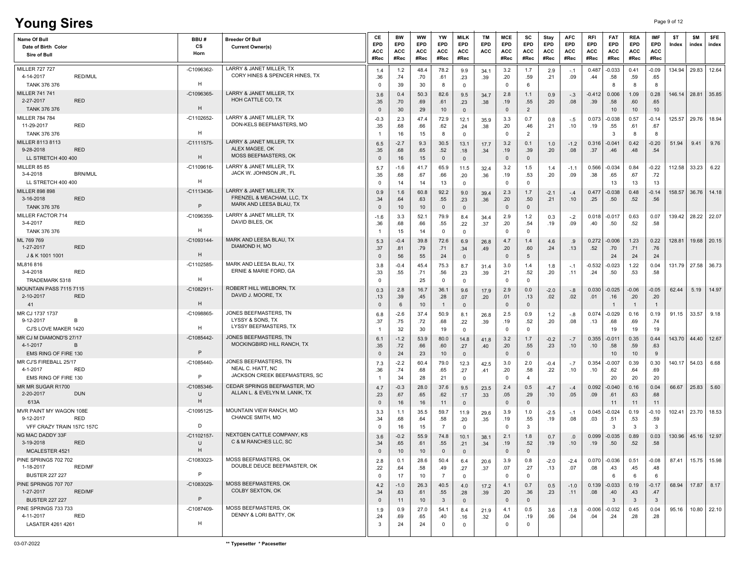# Young Sires

| Name Of Bull / Date of Birth Color / Sire of Bull | BBU # / CS / Horn | Breeder Of Bull / Current Owner(s) | CE EPD ACC #Rec | BW EPD ACC #Rec | WW EPD ACC #Rec | YW EPD ACC #Rec | MILK EPD ACC #Rec | TM EPD ACC | MCE EPD ACC #Rec | SC EPD ACC #Rec | Stay EPD ACC #Rec | AFC EPD ACC #Rec | RFI EPD ACC #Rec | FAT EPD ACC #Rec | REA EPD ACC #Rec | IMF EPD ACC #Rec | $T Index | $M index | $FE index |
|---|---|---|---|---|---|---|---|---|---|---|---|---|---|---|---|---|---|---|---|
| MILLER 727 727<br>4-14-2017 RED/MUL<br>TANK 376 376 | -C1096362-<br><br>H | LARRY & JANET MILLER, TX<br>CORY HINES & SPENCER HINES, TX | 1.4<br>.36<br>0 | 1.2<br>.74<br>39 | 48.4<br>.70<br>30 | 78.2<br>.61<br>8 | 9.9<br>.23<br>0 | 34.1<br>.39 | 3.2<br>.20<br>0 | 1.7<br>.59<br>6 | 2.9<br>.21 | -.1<br>.09 | 0.487<br>.44 | -0.033<br>.58<br>8 | 0.41<br>.59<br>8 | -0.09<br>.65<br>8 | 134.94 | 29.83 | 12.64 |
| MILLER 741 741<br>2-27-2017 RED<br>TANK 376 376 | -C1096365-<br><br>H | LARRY & JANET MILLER, TX<br>HOH CATTLE CO, TX | 3.6<br>.35<br>0 | 0.4<br>.70<br>30 | 50.3<br>.69<br>29 | 82.6<br>.61<br>10 | 9.5<br>.23<br>0 | 34.7<br>.38 | 2.8<br>.19<br>0 | 1.1<br>.55<br>2 | 0.9<br>.20 | -.3<br>.08 | -0.412<br>.39 | 0.006<br>.58<br>10 | 1.09<br>.60<br>10 | 0.28<br>.65<br>10 | 146.14 | 28.81 | 35.85 |
| MILLER 784 784<br>11-29-2017 RED<br>TANK 376 376 | -C1102652-<br><br>H | LARRY & JANET MILLER, TX<br>DON-KELS BEEFMASTERS, MO | -0.3<br>.35<br>1 | 2.3<br>.68<br>16 | 47.4<br>.66<br>15 | 72.9<br>.62<br>8 | 12.1<br>.24<br>0 | 35.9<br>.38 | 3.3<br>.20<br>0 | 0.7<br>.46<br>2 | 0.8<br>.21 | -.5<br>.10 | 0.073<br>.19 | -0.038<br>.55<br>3 | 0.57<br>.61<br>8 | -0.14<br>.67<br>8 | 125.57 | 29.76 | 18.94 |
| MILLER 8113 8113<br>9-28-2018 RED<br>LL STRETCH 400 400 | -C1111575-<br><br>H | LARRY & JANET MILLER, TX<br>ALEX MAGEE, OK<br>MOSS BEEFMASTERS, OK | 6.5<br>.35<br>0 | -2.7<br>.68<br>16 | 9.3<br>.65<br>15 | 30.5<br>.52<br>0 | 13.1<br>.18<br>0 | 17.7<br>.34 | 3.2<br>.19<br>0 | 0.1<br>.39<br>0 | 1.0<br>.20 | -1.2<br>.08 | 0.316<br>.37 | -0.041<br>.46 | 0.42<br>.48 | -0.20<br>.54 | 51.94 | 9.41 | 9.76 |
| MILLER 85 85<br>3-4-2018 BRN/MUL<br>LL STRETCH 400 400 | -C1109616-<br><br>H | LARRY & JANET MILLER, TX<br>JACK W. JOHNSON JR., FL | 5.7<br>.35<br>0 | -1.6<br>.68<br>14 | 41.7<br>.67<br>14 | 65.9<br>.66<br>13 | 11.5<br>.20<br>0 | 32.4<br>.36 | 3.2<br>.19<br>0 | 1.5<br>.53<br>0 | 1.4<br>.20 | -1.1<br>.09 | 0.566<br>.38 | -0.034<br>.65<br>13 | 0.84<br>.67<br>13 | -0.22<br>.72<br>13 | 112.58 | 33.23 | 6.22 |
| MILLER 898 898<br>3-16-2018 RED<br>TANK 376 376 | -C1113436-<br><br>P | LARRY & JANET MILLER, TX<br>FRENZEL & MEACHAM, LLC, TX<br>MARK AND LEESA BLAU, TX | 0.9<br>.34<br>0 | 1.6<br>.64<br>10 | 60.8<br>.63<br>10 | 92.2<br>.55<br>0 | 9.0<br>.23<br>0 | 39.4<br>.36 | 2.3<br>.20<br>0 | 1.7<br>.50<br>0 | -2.1<br>.21 | -.4<br>.10 | 0.477<br>.25 | -0.038<br>.50 | 0.48<br>.52 | -0.14<br>.56 | 158.57 | 36.76 | 14.18 |
| MILLER FACTOR 714<br>3-4-2017 RED<br>TANK 376 376 | -C1096359-<br><br>H | LARRY & JANET MILLER, TX<br>DAVID BILES, OK | -1.6<br>.36<br>1 | 3.3<br>.68<br>15 | 52.1<br>.66<br>14 | 79.9<br>.55<br>0 | 8.4<br>.22<br>0 | 34.4<br>.37 | 2.9<br>.20<br>0 | 1.2<br>.54<br>0 | 0.3<br>.19 | -.2<br>.09 | 0.018<br>.40 | -0.017<br>.50 | 0.63<br>.52 | 0.07<br>.58 | 139.42 | 28.22 | 22.07 |
| ML 769 769<br>1-27-2017 RED<br>J & K 1001 1001 | -C1093144-<br><br>H | MARK AND LEESA BLAU, TX<br>DIAMOND H, MO | 5.3<br>.37<br>0 | -0.4<br>.81<br>56 | 39.8<br>.79<br>55 | 72.6<br>.71<br>24 | 6.9<br>.34<br>0 | 26.8<br>.49 | 4.7<br>.20<br>0 | 1.4<br>.60<br>5 | 4.6<br>.24 | .9<br>.13 | 0.272<br>.52 | -0.006<br>.70<br>24 | 1.23<br>.71<br>24 | 0.22<br>.76<br>24 | 128.81 | 19.68 | 20.15 |
| ML816 816<br>3-4-2018 RED<br>TRADEMARK 5318 | -C1102585-<br><br>H | MARK AND LEESA BLAU, TX<br>ERNIE & MARIE FORD, GA | 3.8<br>.33<br>0 | -0.4<br>.55 | 45.4<br>.71<br>25 | 75.3<br>.56<br>0 | 8.7<br>.23<br>0 | 31.4<br>.39 | 3.0<br>.21<br>0 | 1.4<br>.52<br>0 | 1.8<br>.20 | -.1<br>.11 | -0.532<br>.24 | -0.023<br>.50 | 1.22<br>.53 | 0.04<br>.58 | 131.79 | 27.58 | 36.73 |
| MOUNTAIN PASS 7115 7115<br>2-10-2017 RED<br>41 | -C1082911-<br><br>H | ROBERT HILL WELBORN, TX<br>DAVID J. MOORE, TX | 0.3<br>.13<br>0 | 2.8<br>.39<br>6 | 16.7<br>.45<br>10 | 36.1<br>.28<br>1 | 9.6<br>.07<br>0 | 17.9<br>.20 | 2.9<br>.01<br>0 | 0.0<br>.13<br>0 | -2.0<br>.02 | -.8<br>.02 | 0.030<br>.01 | -0.025<br>.16<br>1 | -0.06<br>.20<br>1 | -0.05<br>.20<br>1 | 62.44 | 5.19 | 14.97 |
| MR CJ 1737 1737<br>9-12-2017 B<br>CJ'S LOVE MAKER 1420 | -C1098865-<br><br>H | JONES BEEFMASTERS, TN<br>LYSSY & SONS, TX<br>LYSSY BEEFMASTERS, TX | 6.8<br>.37<br>1 | -2.6<br>.75<br>32 | 37.4<br>.72<br>30 | 50.9<br>.68<br>19 | 8.1<br>.22<br>0 | 26.8<br>.39 | 2.5<br>.19<br>0 | 0.9<br>.52<br>0 | 1.2<br>.20 | -.8<br>.08 | 0.074<br>.13 | -0.029<br>.68<br>19 | 0.16<br>.69<br>19 | 0.19<br>.74<br>19 | 91.15 | 33.57 | 9.18 |
| MR CJ M DIAMOND'S 27/17<br>4-1-2017 B<br>EMS RING OF FIRE 130 | -C1085442-<br><br>P | JONES BEEFMASTERS, TN<br>MOCKINGBIRD HILL RANCH, TX | 6.1<br>.35<br>0 | -1.2<br>.72<br>24 | 53.9<br>.66<br>23 | 80.0<br>.60<br>10 | 14.8<br>.27<br>0 | 41.8<br>.40 | 3.2<br>.20<br>0 | 1.7<br>.55<br>0 | -0.2<br>.23 | -.7<br>.10 | 0.355<br>.10 | -0.011<br>.58<br>10 | 0.35<br>.59<br>10 | 0.44<br>.63<br>9 | 143.70 | 44.40 | 12.67 |
| MR CJ'S FIREBALL 25/17<br>4-1-2017 RED<br>EMS RING OF FIRE 130 | -C1085440-<br><br>P | JONES BEEFMASTERS, TN<br>NEAL C. HIATT, NC<br>JACKSON CREEK BEEFMASTERS, SC | 7.3<br>.36<br>1 | -2.2<br>.74<br>34 | 60.4<br>.68<br>28 | 79.0<br>.65<br>21 | 12.3<br>.27<br>0 | 42.5<br>.41 | 3.0<br>.20<br>0 | 2.0<br>.58<br>4 | -0.4<br>.22 | -.7<br>.10 | 0.354<br>.10 | -0.007<br>.62<br>20 | 0.39<br>.64<br>20 | 0.30<br>.69<br>20 | 140.17 | 54.03 | 6.68 |
| MR MR SUGAR R1700<br>2-20-2017 DUN<br>613A | -C1085346-<br>U<br>H | CEDAR SPRINGS BEEFMASTER, MO<br>ALLAN L. & EVELYN M. LANIK, TX | 4.7<br>.23<br>0 | -0.3<br>.67<br>16 | 28.0<br>.65<br>16 | 37.6<br>.62<br>11 | 9.5<br>.17<br>0 | 23.5<br>.33 | 2.4<br>.05<br>0 | 0.5<br>.29<br>0 | -4.7<br>.10 | -.4<br>.05 | 0.092<br>.09 | -0.040<br>.61<br>11 | 0.16<br>.63<br>11 | 0.04<br>.68<br>11 | 66.67 | 25.83 | 5.60 |
| MVR PAINT MY WAGON 108E<br>9-12-2017 RED<br>VFF CRAZY TRAIN 157C 157C | -C1095125-<br><br>D | MOUNTAIN VIEW RANCH, MO<br>CHANCE SMITH, MO | 3.3<br>.34<br>0 | 1.1<br>.68<br>16 | 35.5<br>.64<br>15 | 59.7<br>.58<br>7 | 11.9<br>.20<br>0 | 29.6<br>.35 | 3.9<br>.19<br>0 | 1.0<br>.55<br>3 | -2.5<br>.19 | -.1<br>.08 | 0.045<br>.03 | -0.024<br>.51<br>3 | 0.19<br>.53<br>3 | -0.10<br>.59<br>3 | 102.41 | 23.70 | 18.53 |
| NG MAC DADDY 33F<br>3-19-2018 RED<br>MCALESTER 4521 | -C1102157-<br>U<br>H | NEXTGEN CATTLE COMPANY, KS<br>C & M RANCHES LLC, SC | 3.6<br>.34<br>0 | -0.2<br>.65<br>10 | 55.9<br>.61<br>10 | 74.8<br>.55<br>0 | 10.1<br>.21<br>0 | 38.1<br>.34 | 2.1<br>.19<br>0 | 1.8<br>.52<br>0 | 0.7<br>.19 | .0<br>.10 | 0.099<br>.19 | -0.035<br>.50 | 0.89<br>.52 | 0.03<br>.58 | 130.96 | 45.16 | 12.97 |
| PINE SPRINGS 702 702<br>1-18-2017 RED/MF<br>BUSTER 227 227 | -C1083023-<br><br>P | MOSS BEEFMASTERS, OK<br>DOUBLE DEUCE BEEFMASTER, OK | 2.8<br>.22<br>0 | 0.1<br>.64<br>17 | 28.6<br>.58<br>10 | 50.4<br>.49<br>7 | 6.4<br>.27<br>0 | 20.6<br>.37 | 3.9<br>.07<br>0 | 0.8<br>.27<br>0 | -2.0<br>.13 | -2.4<br>.07 | 0.070<br>.08 | -0.036<br>.43<br>6 | 0.51<br>.45<br>6 | -0.08<br>.48<br>6 | 87.41 | 15.75 | 15.98 |
| PINE SPRINGS 707 707<br>1-27-2017 RED/MF<br>BUSTER 227 227 | -C1083029-<br><br>P | MOSS BEEFMASTERS, OK<br>COLBY SEXTON, OK | 4.2<br>.34<br>0 | -1.0<br>.63<br>11 | 26.3<br>.61<br>10 | 40.5<br>.55<br>3 | 4.0<br>.28<br>0 | 17.2<br>.39 | 4.1<br>.20<br>0 | 0.7<br>.36<br>0 | 0.5<br>.23 | -1.0<br>.11 | 0.139<br>.08 | -0.033<br>.40<br>3 | 0.19<br>.43<br>3 | -0.17<br>.47<br>3 | 68.94 | 17.87 | 8.17 |
| PINE SPRINGS 733 733<br>4-11-2017 RED<br>LASATER 4261 4261 | -C1087409-<br><br>H | MOSS BEEFMASTERS, OK<br>DENNY & LORI BATTY, OK | 1.9<br>.24<br>3 | 0.9<br>.69<br>24 | 27.0<br>.65<br>24 | 54.1<br>.40<br>0 | 8.4<br>.16<br>0 | 21.9<br>.32 | 4.1<br>.04<br>0 | 0.5<br>.19<br>0 | 3.6<br>.06 | -1.8<br>.04 | -0.006<br>.04 | -0.032<br>.24 | 0.45<br>.28 | 0.04<br>.28 | 95.16 | 10.80 | 22.10 |

03-07-2022

** Typesetter * Pacesetter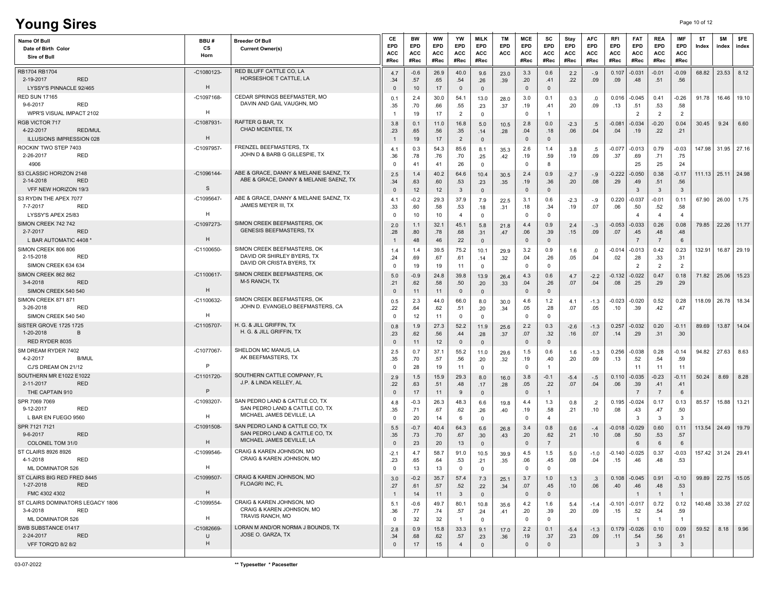# Young Sires

| Name Of Bull / Date of Birth Color / Sire of Bull | BBU # / CS / Horn | Breeder Of Bull / Current Owner(s) | CE EPD ACC #Rec | BW EPD ACC #Rec | WW EPD ACC #Rec | YW EPD ACC #Rec | MILK EPD ACC #Rec | TM EPD ACC | MCE EPD ACC #Rec | SC EPD ACC #Rec | Stay EPD ACC #Rec | AFC EPD ACC #Rec | RFI EPD ACC #Rec | FAT EPD ACC #Rec | REA EPD ACC #Rec | IMF EPD ACC #Rec | $T Index | $M index | $FE index |
|---|---|---|---|---|---|---|---|---|---|---|---|---|---|---|---|---|---|---|---|
| RB1704 RB1704<br>2-19-2017 RED<br>LYSSY'S PINNACLE 92/465 | -C1080123-<br><br>H | RED BLUFF CATTLE CO, LA<br>HORSESHOE T CATTLE, LA | 4.7<br>.34<br>0 | -0.6<br>.57<br>10 | 26.9<br>.65<br>17 | 40.0<br>.54<br>0 | 9.6<br>.26<br>0 | 23.0<br>.39 | 3.3<br>.20<br>0 | 0.6<br>.41<br>0 | 2.2<br>.22 | -.9<br>.09 | 0.107<br>.09 | -0.031<br>.48 | -0.01<br>.51 | -0.09<br>.56 | 68.82 | 23.53 | 8.12 |
| RED SUN 17165<br>9-6-2017 RED<br>WPR'S VISUAL IMPACT 2102 | -C1097168-<br><br>H | CEDAR SPRINGS BEEFMASTER, MO<br>DAVIN AND GAIL VAUGHN, MO | 0.1<br>.35<br>1 | 2.4<br>.70<br>19 | 30.0<br>.66<br>17 | 54.1<br>.55<br>2 | 13.0<br>.23<br>0 | 28.0<br>.37 | 3.0<br>.19<br>0 | 0.1<br>.41<br>1 | 0.3<br>.20 | .0<br>.09 | 0.016<br>.13 | -0.045<br>.51<br>2 | 0.41<br>.53<br>2 | -0.26<br>.58<br>2 | 91.78 | 16.46 | 19.10 |
| RGB VICTOR 717<br>4-22-2017 RED/MUL<br>ILLUSIONS IMPRESSION 028 | -C1087931-<br><br>H | RAFTER G BAR, TX<br>CHAD MCENTEE, TX | 3.8<br>.23<br>1 | 0.1<br>.65<br>19 | 11.0<br>.56<br>17 | 16.8<br>.35<br>2 | 5.0<br>.14<br>0 | 10.5<br>.28 | 2.8<br>.04<br>0 | 0.0<br>.18<br>0 | -2.3<br>.06 | .5<br>.04 | -0.081<br>.04 | -0.034<br>.19 | -0.20<br>.22 | 0.04<br>.21 | 30.45 | 9.24 | 6.60 |
| ROCKIN' TWO STEP 7403<br>2-26-2017 RED<br>4906 | -C1097957- | FRENZEL BEEFMASTERS, TX<br>JOHN D & BARB G GILLESPIE, TX | 4.1<br>.36<br>0 | 0.3<br>.78<br>41 | 54.3<br>.76<br>41 | 85.6<br>.70<br>26 | 8.1<br>.25<br>0 | 35.3<br>.42 | 2.6<br>.19<br>0 | 1.4<br>.59<br>8 | 3.8<br>.19 | .5<br>.09 | -0.077<br>.37 | -0.013<br>.69<br>25 | 0.79<br>.71<br>25 | -0.03<br>.75<br>24 | 147.98 | 31.95 | 27.16 |
| S3 CLASSIC HORIZON 2148<br>2-14-2018 RED<br>VFF NEW HORIZON 19/3 | -C1096144-<br><br>S | ABE & GRACE, DANNY & MELANIE SAENZ, TX<br>ABE & GRACE, DANNY & MELANIE SAENZ, TX | 2.5<br>.34<br>0 | 1.4<br>.63<br>12 | 40.2<br>.60<br>12 | 64.6<br>.53<br>3 | 10.4<br>.23<br>0 | 30.5<br>.35 | 2.4<br>.19<br>0 | 0.9<br>.36<br>0 | -2.7<br>.20 | -.9<br>.08 | -0.222<br>.29 | -0.050<br>.49<br>3 | 0.38<br>.51<br>3 | -0.17<br>.56<br>3 | 111.13 | 25.11 | 24.98 |
| S3 RYDIN THE APEX 7077<br>7-7-2017 RED<br>LYSSY'S APEX 25/83 | -C1095647-<br><br>H | ABE & GRACE, DANNY & MELANIE SAENZ, TX<br>JAMES MEYER III, TX | 4.1<br>.33<br>0 | -0.2<br>.60<br>10 | 29.3<br>.58<br>10 | 37.9<br>.53<br>4 | 7.9<br>.18<br>0 | 22.5<br>.31 | 3.1<br>.18<br>0 | 0.6<br>.34<br>0 | -2.3<br>.19 | -.9<br>.07 | 0.220<br>.06 | -0.037<br>.50<br>4 | -0.01<br>.52<br>4 | 0.11<br>.58<br>4 | 67.90 | 26.00 | 1.75 |
| SIMON CREEK 742 742<br>2-7-2017 RED<br>L BAR AUTOMATIC 4408 * | -C1097273-<br><br>H | SIMON CREEK BEEFMASTERS, OK<br>GENESIS BEEFMASTERS, TX | 2.0<br>.28<br>1 | 1.1<br>.80<br>48 | 32.1<br>.78<br>46 | 45.1<br>.68<br>22 | 5.8<br>.31<br>0 | 21.8<br>.47 | 4.4<br>.06<br>0 | 0.9<br>.39<br>0 | 2.4<br>.15 | -.3<br>.09 | -0.053<br>.07 | -0.033<br>.45<br>7 | 0.26<br>.48<br>7 | 0.08<br>.48<br>6 | 79.85 | 22.26 | 11.77 |
| SIMON CREEK 806 806<br>2-15-2018 RED<br>SIMON CREEK 634 634 | -C1100650- | SIMON CREEK BEEFMASTERS, OK<br>DAVID OR SHIRLEY BYERS, TX<br>DAVID OR CRISTA BYERS, TX | 1.4<br>.24<br>0 | 1.4<br>.69<br>19 | 39.5<br>.67<br>19 | 75.2<br>.61<br>11 | 10.1<br>.14<br>0 | 29.9<br>.32 | 3.2<br>.04<br>0 | 0.9<br>.26<br>0 | 1.6<br>.05 | .0<br>.04 | -0.014<br>.02 | -0.013<br>.28<br>2 | 0.42<br>.33<br>2 | 0.23<br>.31<br>2 | 132.91 | 16.87 | 29.19 |
| SIMON CREEK 862 862<br>3-4-2018 RED<br>SIMON CREEK 540 540 | -C1100617-<br><br>H | SIMON CREEK BEEFMASTERS, OK<br>M-5 RANCH, TX | 5.0<br>.21<br>0 | -0.9<br>.62<br>11 | 24.8<br>.58<br>11 | 39.8<br>.50<br>0 | 13.9<br>.20<br>0 | 26.4<br>.33 | 4.3<br>.04<br>0 | 0.6<br>.26<br>0 | 4.7<br>.07 | -2.2<br>.04 | -0.132<br>.08 | -0.022<br>.25 | 0.47<br>.29 | 0.18<br>.29 | 71.82 | 25.06 | 15.23 |
| SIMON CREEK 871 871<br>3-26-2018 RED<br>SIMON CREEK 540 540 | -C1100632-<br><br>H | SIMON CREEK BEEFMASTERS, OK<br>JOHN D. EVANGELO BEEFMASTERS, CA | 0.5<br>.22<br>0 | 2.3<br>.64<br>12 | 44.0<br>.62<br>11 | 66.0<br>.51<br>0 | 8.0<br>.20<br>0 | 30.0<br>.34 | 4.6<br>.05<br>0 | 1.2<br>.28<br>0 | 4.1<br>.07 | -1.3<br>.05 | -0.023<br>.10 | -0.020<br>.39 | 0.52<br>.42 | 0.28<br>.47 | 118.09 | 26.78 | 18.34 |
| SISTER GROVE 1725 1725<br>1-20-2018 B<br>RED RYDER 8035 | -C1105707- | H. G. & JILL GRIFFIN, TX<br>H. G. & JILL GRIFFIN, TX | 0.8<br>.23<br>0 | 1.9<br>.62<br>11 | 27.3<br>.56<br>12 | 52.2<br>.44<br>0 | 11.9<br>.28<br>0 | 25.6<br>.37 | 2.2<br>.07<br>0 | 0.3<br>.32<br>0 | -2.6<br>.16 | -1.3<br>.07 | 0.257<br>.14 | -0.032<br>.29 | 0.20<br>.31 | -0.11<br>.30 | 89.69 | 13.87 | 14.04 |
| SM DREAM RYDER 7402<br>4-2-2017 B/MUL<br>CJ'S DREAM ON 21/12 | -C1077067-<br><br>P | SHELDON MC MANUS, LA<br>AK BEEFMASTERS, TX | 2.5<br>.35<br>0 | 0.7<br>.70<br>28 | 37.1<br>.57<br>19 | 55.2<br>.56<br>11 | 11.0<br>.20<br>0 | 29.6<br>.32 | 1.5<br>.19<br>0 | 0.6<br>.40<br>1 | 1.6<br>.20 | -1.3<br>.09 | 0.256<br>.13 | -0.038<br>.52<br>11 | 0.28<br>.54<br>11 | -0.14<br>.59<br>11 | 94.82 | 27.63 | 8.63 |
| SOUTHERN MR E1022 E1022<br>2-11-2017 RED<br>THE CAPTAIN 910 | -C1101720-<br><br>P | SOUTHERN CATTLE COMPANY, FL<br>J.P. & LINDA KELLEY, AL | 2.9<br>.22<br>0 | 1.5<br>.63<br>17 | 15.9<br>.51<br>11 | 29.3<br>.48<br>9 | 8.0<br>.17<br>0 | 16.0<br>.28 | 3.8<br>.05<br>0 | -0.1<br>.22<br>1 | -5.4<br>.07 | -.5<br>.04 | 0.110<br>.06 | -0.035<br>.39<br>7 | -0.23<br>.41<br>7 | -0.11<br>.41<br>6 | 50.24 | 8.69 | 8.28 |
| SPR 7069 7069<br>9-12-2017 RED<br>L BAR EN FUEGO 9560 | -C1093207-<br><br>H | SAN PEDRO LAND & CATTLE CO, TX<br>SAN PEDRO LAND & CATTLE CO, TX<br>MICHAEL JAMES DEVILLE, LA | 4.8<br>.35<br>0 | -0.3<br>.71<br>20 | 26.3<br>.67<br>14 | 48.3<br>.62<br>6 | 6.6<br>.26<br>0 | 19.8<br>.40 | 4.4<br>.19<br>0 | 1.3<br>.58<br>4 | 0.8<br>.21 | .2<br>.10 | 0.195<br>.08 | -0.024<br>.43<br>3 | 0.17<br>.47<br>3 | 0.13<br>.50<br>3 | 85.57 | 15.88 | 13.21 |
| SPR 7121 7121<br>9-6-2017 RED<br>COLONEL TOM 31/0 | -C1091508-<br><br>H | SAN PEDRO LAND & CATTLE CO, TX<br>SAN PEDRO LAND & CATTLE CO, TX<br>MICHAEL JAMES DEVILLE, LA | 5.5<br>.35<br>0 | -0.7<br>.73<br>23 | 40.4<br>.70<br>20 | 64.3<br>.67<br>13 | 6.6<br>.30<br>0 | 26.8<br>.43 | 3.4<br>.20<br>0 | 0.8<br>.62<br>7 | 0.6<br>.21 | -.4<br>.10 | -0.018<br>.08 | -0.029<br>.50<br>6 | 0.60<br>.53<br>6 | 0.11<br>.57<br>6 | 113.54 | 24.49 | 19.79 |
| ST CLAIRS 8926 8926<br>4-1-2018 RED<br>ML DOMINATOR 526 | -C1099546-<br><br>H | CRAIG & KAREN JOHNSON, MO<br>CRAIG & KAREN JOHNSON, MO | -2.1<br>.23<br>0 | 4.7<br>.65<br>13 | 58.7<br>.64<br>13 | 91.0<br>.53<br>0 | 10.5<br>.21<br>0 | 39.9<br>.35 | 4.5<br>.06<br>0 | 1.5<br>.45<br>0 | 5.0<br>.08 | -1.0<br>.04 | -0.140<br>.15 | -0.025<br>.46 | 0.37<br>.48 | -0.03<br>.53 | 157.42 | 31.24 | 29.41 |
| ST CLAIRS BIG RED FRED 8445<br>1-27-2018 RED<br>FMC 4302 4302 | -C1099507-<br><br>H | CRAIG & KAREN JOHNSON, MO<br>FLOAGRI INC, FL | 3.0<br>.27<br>1 | -0.2<br>.61<br>14 | 35.7<br>.57<br>11 | 57.4<br>.52<br>3 | 7.3<br>.22<br>0 | 25.1<br>.34 | 3.7<br>.07<br>0 | 1.0<br>.45<br>0 | 1.3<br>.10 | .3<br>.06 | 0.108<br>.40 | -0.045<br>.46<br>1 | 0.91<br>.48<br>1 | -0.10<br>.53<br>1 | 99.89 | 22.75 | 15.05 |
| ST CLAIRS DOMINATORS LEGACY 1806<br>3-4-2018 RED<br>ML DOMINATOR 526 | -C1099554-<br><br>H | CRAIG & KAREN JOHNSON, MO<br>CRAIG & KAREN JOHNSON, MO<br>TRAVIS RANCH, MO | 5.1<br>.36<br>0 | -0.6<br>.77<br>32 | 49.7<br>.74<br>32 | 80.1<br>.57<br>1 | 10.8<br>.24<br>0 | 35.6<br>.41 | 4.2<br>.20<br>0 | 1.6<br>.39<br>0 | 5.4<br>.20 | -1.4<br>.09 | -0.101<br>.15 | -0.017<br>.52<br>1 | 0.72<br>.54<br>1 | 0.12<br>.59<br>1 | 140.48 | 33.38 | 27.02 |
| SWB SUBSTANCE 01417<br>2-24-2017 RED<br>VFF TORQ'D 8/2 8/2 | -C1082669-<br>U<br>H | LORAN M AND/OR NORMA J BOUNDS, TX<br>JOSE O. GARZA, TX | 2.8<br>.34<br>0 | 0.9<br>.68<br>17 | 15.8<br>.62<br>15 | 33.3<br>.57<br>4 | 9.1<br>.23<br>0 | 17.0<br>.36 | 2.2<br>.19<br>0 | 0.1<br>.37<br>0 | -5.4<br>.23 | -1.3<br>.09 | 0.179<br>.11 | -0.026<br>.54<br>3 | 0.10<br>.56<br>3 | 0.09<br>.61<br>3 | 59.52 | 8.18 | 9.96 |

03-07-2022

** Typesetter * Pacesetter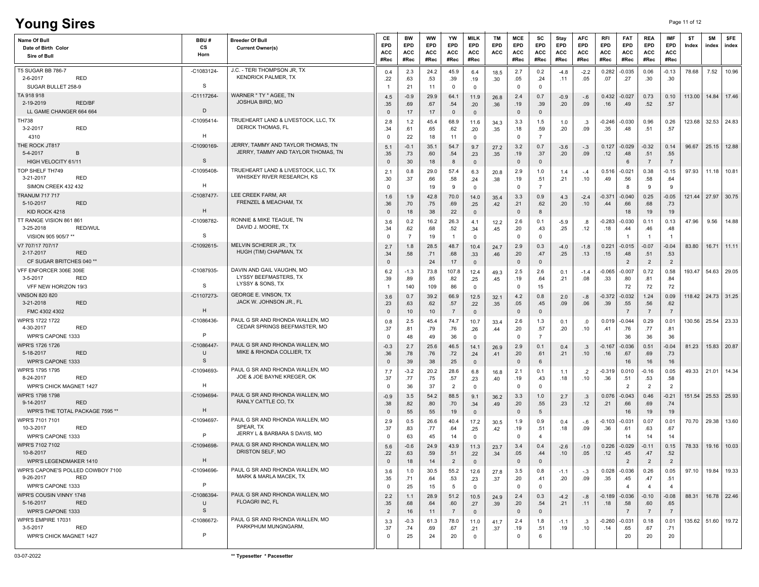# Young Sires

| Name Of Bull<br>Date of Birth Color<br>Sire of Bull | BBU #<br>CS<br>Horn | Breeder Of Bull<br>Current Owner(s) | CE EPD ACC #Rec | BW EPD ACC #Rec | WW EPD ACC #Rec | YW EPD ACC #Rec | MILK EPD ACC #Rec | TM EPD ACC | MCE EPD ACC #Rec | SC EPD ACC #Rec | Stay EPD ACC #Rec | AFC EPD ACC #Rec | RFI EPD ACC #Rec | FAT EPD ACC #Rec | REA EPD ACC #Rec | IMF EPD ACC #Rec | $T Index | $M index | $FE index |
|---|---|---|---|---|---|---|---|---|---|---|---|---|---|---|---|---|---|---|---|
| T5 SUGAR BB 786-7<br>2-6-2017 RED<br>SUGAR BULLET 258-9 | -C1083124-<br><br>S | J.C. - TERI THOMPSON JR, TX<br>KENDRICK PALMER, TX | 0.4<br>.22<br>1 | 2.3<br>.63<br>21 | 24.2<br>.53<br>11 | 45.9<br>.39<br>0 | 6.4<br>.19<br>0 | 18.5<br>.30 | 2.7<br>.05<br>0 | 0.2<br>.24<br>0 | -4.8<br>.11 | -2.2<br>.05 | 0.282<br>.07 | -0.035<br>.27 | 0.06<br>.30 | -0.13<br>.30 | 78.68 | 7.52 | 10.96 |
| TA 918 918<br>2-19-2019 RED/BF<br>LL GAME CHANGER 664 664 | -C1117264-<br><br>D | WARNER " TY " AGEE, TN<br>JOSHUA BIRD, MO | 4.5<br>.35<br>0 | -0.9<br>.69<br>17 | 29.9<br>.67<br>17 | 64.1<br>.54<br>0 | 11.9<br>.20<br>0 | 26.8<br>.36 | 2.4<br>.19<br>0 | 0.7<br>.39<br>0 | -0.9<br>.20 | -.6<br>.09 | 0.432<br>.16 | -0.027<br>.49 | 0.73<br>.52 | 0.10<br>.57 | 113.00 | 14.84 | 17.46 |
| TH738<br>3-2-2017 RED<br>4310 | -C1095414-<br><br>H | TRUEHEART LAND & LIVESTOCK, LLC, TX<br>DERICK THOMAS, FL | 2.8<br>.34<br>0 | 1.2<br>.61<br>22 | 45.4<br>.65<br>18 | 68.9<br>.62<br>11 | 11.6<br>.20<br>0 | 34.3<br>.35 | 3.3<br>.18<br>0 | 1.5<br>.59<br>7 | 1.0<br>.20 | .3<br>.09 | -0.246<br>.35 | -0.030<br>.48 | 0.96<br>.51 | 0.26<br>.57 | 123.68 | 32.53 | 24.83 |
| THE ROCK JT817<br>5-4-2017 B<br>HIGH VELOCITY 61/11 | -C1090169-<br><br>S | JERRY, TAMMY AND TAYLOR THOMAS, TN<br>JERRY, TAMMY AND TAYLOR THOMAS, TN | 5.1<br>.35<br>0 | -0.1<br>.73<br>30 | 35.1<br>.60<br>18 | 54.7<br>.54<br>8 | 9.7<br>.23<br>0 | 27.2<br>.35 | 3.2<br>.19<br>0 | 0.7<br>.37<br>0 | -3.6<br>.20 | -.3<br>.09 | 0.127<br>.12 | -0.029<br>.48<br>6 | -0.32<br>.51<br>7 | 0.14<br>.55<br>7 | 96.67 | 25.15 | 12.88 |
| TOP SHELF TH749<br>3-21-2017 RED<br>SIMON CREEK 432 432 | -C1095408-<br><br>H | TRUEHEART LAND & LIVESTOCK, LLC, TX<br>WHISKEY RIVER RESEARCH, KS | 2.1<br>.30<br>0 | 0.8<br>.37 | 29.0<br>.66<br>19 | 57.4<br>.58<br>9 | 6.3<br>.24<br>0 | 20.8<br>.38 | 2.9<br>.19<br>0 | 1.0<br>.51<br>7 | 1.4<br>.21 | -.4<br>.10 | 0.516<br>.49 | -0.021<br>.56<br>8 | 0.38<br>.58<br>9 | -0.15<br>.64<br>9 | 97.93 | 11.18 | 10.81 |
| TRANUM 717 717<br>5-10-2017 RED<br>KID ROCK 4218 | -C1087477-<br><br>H | LEE CREEK FARM, AR<br>FRENZEL & MEACHAM, TX | 1.6<br>.36<br>0 | 1.9<br>.70<br>18 | 42.8<br>.75<br>38 | 70.0<br>.69<br>22 | 14.0<br>.25<br>0 | 35.4<br>.42 | 3.3<br>.21<br>0 | 0.9<br>.62<br>8 | 4.3<br>.20 | -2.4<br>.10 | -0.371<br>.44 | -0.040<br>.66<br>18 | 0.25<br>.68<br>19 | -0.05<br>.73<br>19 | 121.44 | 27.97 | 30.75 |
| TT RANGE VISION 861 861<br>3-25-2018 RED/WUL<br>VISION 905 905/7 ** | -C1098782-<br><br>S | RONNIE & MIKE TEAGUE, TN<br>DAVID J. MOORE, TX | 3.6<br>.34<br>0 | 0.2<br>.62<br>7 | 16.2<br>.68<br>19 | 26.3<br>.52<br>1 | 4.1<br>.34<br>0 | 12.2<br>.45 | 2.6<br>.20<br>0 | 0.1<br>.43<br>0 | -5.9<br>.25 | .8<br>.12 | -0.283<br>.18 | -0.030<br>.44<br>1 | 0.11<br>.46<br>1 | 0.13<br>.48<br>1 | 47.96 | 9.56 | 14.88 |
| V7 707/17 707/17<br>2-17-2017 RED<br>CF SUGAR BRITCHES 040 ** | -C1092615- | MELVIN SCHERER JR., TX<br>HUGH (TIM) CHAPMAN, TX | 2.7<br>.34<br>0 | 1.8<br>.58 | 28.5<br>.71<br>24 | 48.7<br>.68<br>17 | 10.4<br>.33<br>0 | 24.7<br>.46 | 2.9<br>.20<br>0 | 0.3<br>.47<br>0 | -4.0<br>.25 | -1.8<br>.13 | 0.221<br>.15 | -0.015<br>.48<br>2 | -0.07<br>.51<br>2 | -0.04<br>.53<br>2 | 83.80 | 16.71 | 11.11 |
| VFF ENFORCER 306E 306E<br>3-5-2017 RED<br>VFF NEW HORIZON 19/3 | -C1087935-<br><br>S | DAVIN AND GAIL VAUGHN, MO<br>LYSSY BEEFMASTERS, TX<br>LYSSY & SONS, TX | 6.2<br>.39<br>1 | -1.3<br>.89<br>140 | 73.8<br>.85<br>109 | 107.8<br>.82<br>86 | 12.4<br>.25<br>0 | 49.3<br>.45 | 2.5<br>.19<br>0 | 2.6<br>.64<br>15 | 0.1<br>.21 | -1.4<br>.08 | -0.065<br>.33 | -0.007<br>.80<br>72 | 0.72<br>.81<br>72 | 0.58<br>.84<br>72 | 193.47 | 54.63 | 29.05 |
| VINSON 820 820<br>3-21-2018 RED<br>FMC 4302 4302 | -C1107273-<br><br>H | GEORGE E. VINSON, TX<br>JACK W. JOHNSON JR., FL | 3.6<br>.23<br>0 | 0.7<br>.63<br>10 | 39.2<br>.62<br>10 | 66.9<br>.57<br>7 | 12.5<br>.22<br>0 | 32.1<br>.35 | 4.2<br>.05<br>0 | 0.8<br>.45<br>0 | 2.0<br>.09 | -.8<br>.06 | -0.372<br>.39 | -0.032<br>.55<br>7 | 1.24<br>.56<br>7 | 0.09<br>.62<br>7 | 118.42 | 24.73 | 31.25 |
| WPR'S 1722 1722<br>4-30-2017 RED<br>WPR'S CAPONE 1333 | -C1086436-<br><br>P | PAUL G SR AND RHONDA WALLEN, MO<br>CEDAR SPRINGS BEEFMASTER, MO | 0.8<br>.37<br>0 | 2.5<br>.81<br>48 | 45.4<br>.79<br>49 | 74.7<br>.76<br>36 | 10.7<br>.26<br>0 | 33.4<br>.44 | 2.6<br>.20<br>0 | 1.3<br>.57<br>7 | 0.1<br>.20 | .0<br>.10 | 0.019<br>.41 | -0.044<br>.76<br>36 | 0.29<br>.77<br>36 | 0.01<br>.81<br>36 | 130.56 | 25.54 | 23.33 |
| WPR'S 1726 1726<br>5-18-2017 RED<br>WPR'S CAPONE 1333 | -C1086447-<br>U<br>S | PAUL G SR AND RHONDA WALLEN, MO<br>MIKE & RHONDA COLLIER, TX | -0.3<br>.36<br>0 | 2.7<br>.78<br>39 | 25.6<br>.76<br>38 | 46.5<br>.72<br>25 | 14.1<br>.24<br>0 | 26.9<br>.41 | 2.9<br>.20<br>0 | 0.1<br>.61<br>6 | 0.4<br>.21 | .3<br>.10 | -0.167<br>.16 | -0.036<br>.67<br>16 | 0.51<br>.69<br>16 | -0.04<br>.73<br>16 | 81.23 | 15.83 | 20.87 |
| WPR'S 1795 1795<br>8-24-2017 RED<br>WPR'S CHICK MAGNET 1427 | -C1094693-<br><br>H | PAUL G SR AND RHONDA WALLEN, MO<br>JOE & JOE BAYNE KREGER, OK | 7.7<br>.37<br>0 | -3.2<br>.77<br>36 | 20.2<br>.75<br>37 | 28.6<br>.57<br>2 | 6.8<br>.23<br>0 | 16.8<br>.40 | 2.1<br>.19<br>0 | 0.1<br>.43<br>0 | 1.1<br>.18 | .2<br>.10 | -0.319<br>.36 | 0.010<br>.51<br>2 | -0.16<br>.53<br>2 | 0.05<br>.58<br>2 | 49.33 | 21.01 | 14.34 |
| WPR'S 1798 1798<br>9-14-2017 RED<br>WPR'S THE TOTAL PACKAGE 7595 ** | -C1094694-<br><br>H | PAUL G SR AND RHONDA WALLEN, MO<br>RANLY CATTLE CO, TX | -0.9<br>.38<br>0 | 3.5<br>.82<br>55 | 54.2<br>.80<br>55 | 88.5<br>.70<br>19 | 9.1<br>.34<br>0 | 36.2<br>.49 | 3.3<br>.20<br>0 | 1.0<br>.55<br>5 | 2.7<br>.23 | .3<br>.12 | 0.076<br>.21 | -0.043<br>.66<br>16 | 0.46<br>.69<br>19 | -0.21<br>.74<br>19 | 151.54 | 25.53 | 25.93 |
| WPR'S 7101 7101<br>10-3-2017 RED<br>WPR'S CAPONE 1333 | -C1094697-<br><br>P | PAUL G SR AND RHONDA WALLEN, MO<br>SPEAR, TX<br>JERRY L & BARBARA S DAVIS, MO | 2.9<br>.37<br>0 | 0.5<br>.83<br>63 | 26.6<br>.77<br>45 | 40.4<br>.64<br>14 | 17.2<br>.25<br>0 | 30.5<br>.42 | 1.9<br>.19<br>0 | 0.9<br>.51<br>4 | 0.4<br>.18 | -.6<br>.09 | -0.103<br>.36 | -0.031<br>.61<br>14 | 0.07<br>.63<br>14 | 0.01<br>.67<br>14 | 70.70 | 29.38 | 13.60 |
| WPR'S 7102 7102<br>10-8-2017 RED<br>WPR'S LEGENDMAKER 1410 | -C1094698-<br><br>H | PAUL G SR AND RHONDA WALLEN, MO<br>DRISTON SELF, MO | 5.6<br>.22<br>0 | -0.6<br>.63<br>18 | 24.9<br>.59<br>14 | 43.9<br>.51<br>2 | 11.3<br>.22<br>0 | 23.7<br>.34 | 3.4<br>.05<br>0 | 0.4<br>.44<br>0 | -2.6<br>.10 | -1.0<br>.05 | 0.226<br>.12 | -0.029<br>.45<br>2 | -0.11<br>.47<br>2 | 0.15<br>.52<br>2 | 78.33 | 19.16 | 10.03 |
| WPR'S CAPONE'S POLLED COWBOY 7100<br>9-26-2017 RED<br>WPR'S CAPONE 1333 | -C1094696-<br><br>P | PAUL G SR AND RHONDA WALLEN, MO<br>MARK & MARLA MACEK, TX | 3.6<br>.35<br>0 | 1.0<br>.71<br>25 | 30.5<br>.64<br>15 | 55.2<br>.53<br>5 | 12.6<br>.23<br>0 | 27.8<br>.37 | 3.5<br>.20<br>0 | 0.8<br>.41<br>0 | -1.1<br>.20 | -.3<br>.09 | 0.028<br>.35 | -0.036<br>.45<br>4 | 0.26<br>.47<br>4 | 0.05<br>.51<br>4 | 97.10 | 19.84 | 19.33 |
| WPR'S COUSIN VINNY 1748<br>5-16-2017 RED<br>WPR'S CAPONE 1333 | -C1086394-<br>U<br>S | PAUL G SR AND RHONDA WALLEN, MO<br>FLOAGRI INC, FL | 2.2<br>.35<br>2 | 1.1<br>.68<br>16 | 28.9<br>.64<br>11 | 51.2<br>.60<br>7 | 10.5<br>.27<br>0 | 24.9<br>.39 | 2.4<br>.20<br>0 | 0.3<br>.54<br>0 | -4.2<br>.21 | -.8<br>.11 | -0.189<br>.18 | -0.036<br>.58<br>7 | -0.10<br>.60<br>7 | -0.08<br>.65<br>7 | 88.31 | 16.78 | 22.46 |
| WPR'S EMPIRE 17031<br>3-5-2017 RED<br>WPR'S CHICK MAGNET 1427 | -C1086672-<br><br>P | PAUL G SR AND RHONDA WALLEN, MO<br>PARKPHUM MUNGNGARM, | 3.3<br>.37<br>0 | -0.3<br>.74<br>25 | 61.3<br>.69<br>24 | 78.0<br>.67<br>20 | 11.0<br>.21<br>0 | 41.7<br>.37 | 2.4<br>.19<br>0 | 1.8<br>.51<br>6 | -1.1<br>.19 | .3<br>.10 | -0.260<br>.14 | -0.031<br>.65<br>20 | 0.18<br>.67<br>20 | 0.01<br>.71<br>20 | 135.62 | 51.60 | 19.72 |

03-07-2022

** Typesetter * Pacesetter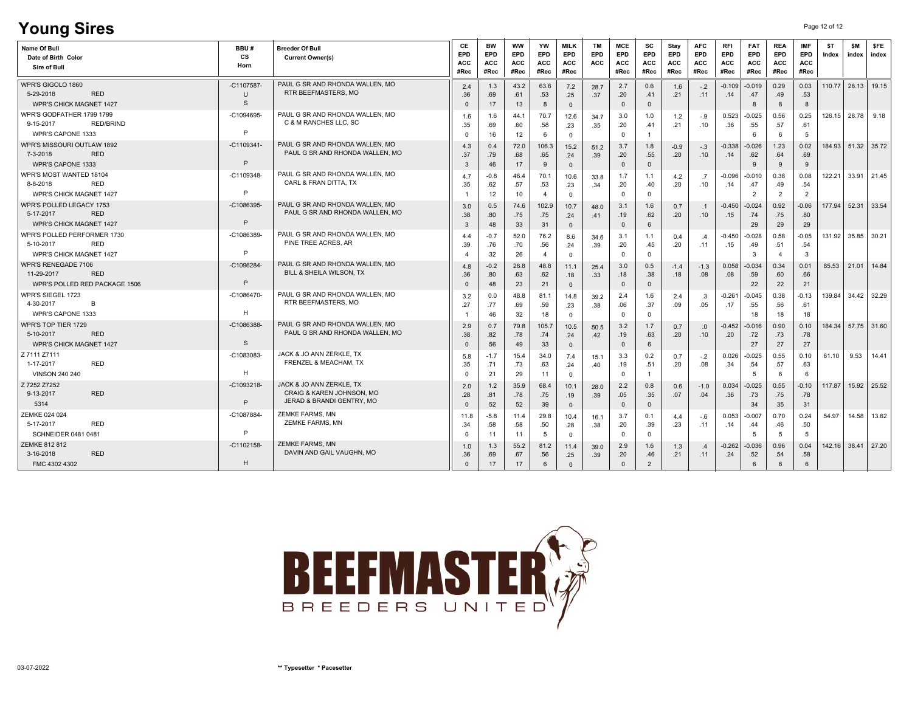# Young Sires

| Name Of Bull / Date of Birth Color / Sire of Bull | BBU # / CS / Horn | Breeder Of Bull / Current Owner(s) | CE EPD ACC #Rec | BW EPD ACC #Rec | WW EPD ACC #Rec | YW EPD ACC #Rec | MILK EPD ACC #Rec | TM EPD ACC | MCE EPD ACC #Rec | SC EPD ACC #Rec | Stay EPD ACC #Rec | AFC EPD ACC #Rec | RFI EPD ACC #Rec | FAT EPD ACC #Rec | REA EPD ACC #Rec | IMF EPD ACC #Rec | $T Index | $M index | $FE index |
|---|---|---|---|---|---|---|---|---|---|---|---|---|---|---|---|---|---|---|---|
| WPR'S GIGOLO 1860 / 5-29-2018 RED / WPR'S CHICK MAGNET 1427 | -C1107587- / U / S | PAUL G SR AND RHONDA WALLEN, MO / RTR BEEFMASTERS, MO | 2.4 .36 0 | 1.3 .69 17 | 43.2 .61 13 | 63.6 .53 8 | 7.2 .25 0 | 28.7 .37 | 2.7 .20 0 | 0.6 .41 0 | 1.6 .21 | -.2 .11 | -0.109 .14 | -0.019 .47 8 | 0.29 .49 8 | 0.03 .53 8 | 110.77 | 26.13 | 19.15 |
| WPR'S GODFATHER 1799 1799 / 9-15-2017 RED/BRIND / WPR'S CAPONE 1333 | -C1094695- / P | PAUL G SR AND RHONDA WALLEN, MO / C & M RANCHES LLC, SC | 1.6 .35 0 | 1.6 .69 16 | 44.1 .60 12 | 70.7 .58 6 | 12.6 .23 0 | 34.7 .35 | 3.0 .20 0 | 1.0 .41 1 | 1.2 .21 | -.9 .10 | 0.523 .36 | -0.025 .55 6 | 0.56 .57 6 | 0.25 .61 5 | 126.15 | 28.78 | 9.18 |
| WPR'S MISSOURI OUTLAW 1892 / 7-3-2018 RED / WPR'S CAPONE 1333 | -C1109341- / P | PAUL G SR AND RHONDA WALLEN, MO / PAUL G SR AND RHONDA WALLEN, MO | 4.3 .37 3 | 0.4 .79 46 | 72.0 .68 17 | 106.3 .65 9 | 15.2 .24 0 | 51.2 .39 | 3.7 .20 0 | 1.8 .55 0 | -0.9 .20 | -.3 .10 | -0.338 .14 | -0.026 .62 9 | 1.23 .64 9 | 0.02 .69 9 | 184.93 | 51.32 | 35.72 |
| WPR'S MOST WANTED 18104 / 8-8-2018 RED / WPR'S CHICK MAGNET 1427 | -C1109348- / P | PAUL G SR AND RHONDA WALLEN, MO / CARL & FRAN DITTA, TX | 4.7 .35 1 | -0.8 .62 12 | 46.4 .57 10 | 70.1 .53 4 | 10.6 .23 0 | 33.8 .34 | 1.7 .20 0 | 1.1 .40 0 | 4.2 .20 | .7 .10 | -0.096 .14 | -0.010 .47 2 | 0.38 .49 2 | 0.08 .54 2 | 122.21 | 33.91 | 21.45 |
| WPR'S POLLED LEGACY 1753 / 5-17-2017 RED / WPR'S CHICK MAGNET 1427 | -C1086395- / P | PAUL G SR AND RHONDA WALLEN, MO / PAUL G SR AND RHONDA WALLEN, MO | 3.0 .38 3 | 0.5 .80 48 | 74.6 .75 33 | 102.9 .75 31 | 10.7 .24 0 | 48.0 .41 | 3.1 .19 0 | 1.6 .62 6 | 0.7 .20 | .1 .10 | -0.450 .15 | -0.024 .74 29 | 0.92 .75 29 | -0.06 .80 29 | 177.94 | 52.31 | 33.54 |
| WPR'S POLLED PERFORMER 1730 / 5-10-2017 RED / WPR'S CHICK MAGNET 1427 | -C1086389- / P | PAUL G SR AND RHONDA WALLEN, MO / PINE TREE ACRES, AR | 4.4 .39 4 | -0.7 .76 32 | 52.0 .70 26 | 76.2 .56 4 | 8.6 .24 0 | 34.6 .39 | 3.1 .20 0 | 1.1 .45 0 | 0.4 .20 | .4 .11 | -0.450 .15 | -0.028 .49 3 | 0.58 .51 4 | -0.05 .54 3 | 131.92 | 35.85 | 30.21 |
| WPR'S RENEGADE 7106 / 11-29-2017 RED / WPR'S POLLED RED PACKAGE 1506 | -C1096284- / P | PAUL G SR AND RHONDA WALLEN, MO / BILL & SHEILA WILSON, TX | 4.8 .36 0 | -0.2 .80 48 | 28.8 .63 23 | 48.8 .62 21 | 11.1 .18 0 | 25.4 .33 | 3.0 .18 0 | 0.5 .38 0 | -1.4 .18 | -1.3 .08 | 0.058 .08 | -0.034 .59 22 | 0.34 .60 22 | 0.01 .66 21 | 85.53 | 21.01 | 14.84 |
| WPR'S SIEGEL 1723 / 4-30-2017 B / WPR'S CAPONE 1333 | -C1086470- / H | PAUL G SR AND RHONDA WALLEN, MO / RTR BEEFMASTERS, MO | 3.2 .27 1 | 0.0 .77 46 | 48.8 .69 32 | 81.1 .59 18 | 14.8 .23 0 | 39.2 .38 | 2.4 .06 0 | 1.6 .37 0 | 2.4 .09 | .3 .05 | -0.261 .17 | -0.045 .55 18 | 0.38 .56 18 | -0.13 .61 18 | 139.84 | 34.42 | 32.29 |
| WPR'S TOP TIER 1729 / 5-10-2017 RED / WPR'S CHICK MAGNET 1427 | -C1086388- / S | PAUL G SR AND RHONDA WALLEN, MO / PAUL G SR AND RHONDA WALLEN, MO | 2.9 .38 0 | 0.7 .82 56 | 79.8 .78 49 | 105.7 .74 33 | 10.5 .24 0 | 50.5 .42 | 3.2 .19 0 | 1.7 .63 6 | 0.7 .20 | .0 .10 | -0.452 .20 | -0.016 .72 27 | 0.90 .73 27 | 0.10 .78 27 | 184.34 | 57.75 | 31.60 |
| Z 7111 Z7111 / 1-17-2017 RED / VINSON 240 240 | -C1083083- / H | JACK & JO ANN ZERKLE, TX / FRENZEL & MEACHAM, TX | 5.8 .35 0 | -1.7 .71 21 | 15.4 .73 29 | 34.0 .63 11 | 7.4 .24 0 | 15.1 .40 | 3.3 .19 0 | 0.2 .51 1 | 0.7 .20 | -.2 .08 | 0.026 .34 | -0.025 .54 5 | 0.55 .57 6 | 0.10 .63 6 | 61.10 | 9.53 | 14.41 |
| Z 7252 Z7252 / 9-13-2017 RED / 5314 | -C1093218- / P | JACK & JO ANN ZERKLE, TX / CRAIG & KAREN JOHNSON, MO / JERAD & BRANDI GENTRY, MO | 2.0 .28 0 | 1.2 .81 52 | 35.9 .78 52 | 68.4 .75 39 | 10.1 .19 0 | 28.0 .39 | 2.2 .05 0 | 0.8 .35 0 | 0.6 .07 | -1.0 .04 | 0.034 .36 | -0.025 .73 34 | 0.55 .75 35 | -0.10 .78 31 | 117.87 | 15.92 | 25.52 |
| ZEMKE 024 024 / 5-17-2017 RED / SCHNEIDER 0481 0481 | -C1087884- / P | ZEMKE FARMS, MN / ZEMKE FARMS, MN | 11.8 .34 0 | -5.8 .58 11 | 11.4 .58 11 | 29.8 .50 5 | 10.4 .28 0 | 16.1 .38 | 3.7 .20 0 | 0.1 .39 0 | 4.4 .23 | -.6 .11 | 0.053 .14 | -0.007 .44 5 | 0.70 .46 5 | 0.24 .50 5 | 54.97 | 14.58 | 13.62 |
| ZEMKE 812 812 / 3-16-2018 RED / FMC 4302 4302 | -C1102158- / H | ZEMKE FARMS, MN / DAVIN AND GAIL VAUGHN, MO | 1.0 .36 0 | 1.3 .69 17 | 55.2 .67 17 | 81.2 .56 6 | 11.4 .25 0 | 39.0 .39 | 2.9 .20 0 | 1.6 .46 2 | 1.3 .21 | .4 .11 | -0.262 .24 | -0.036 .52 6 | 0.96 .54 6 | 0.04 .58 6 | 142.16 | 38.41 | 27.20 |

BEEFMASTER BREEDERS UNITED

03-07-2022

** Typesetter * Pacesetter